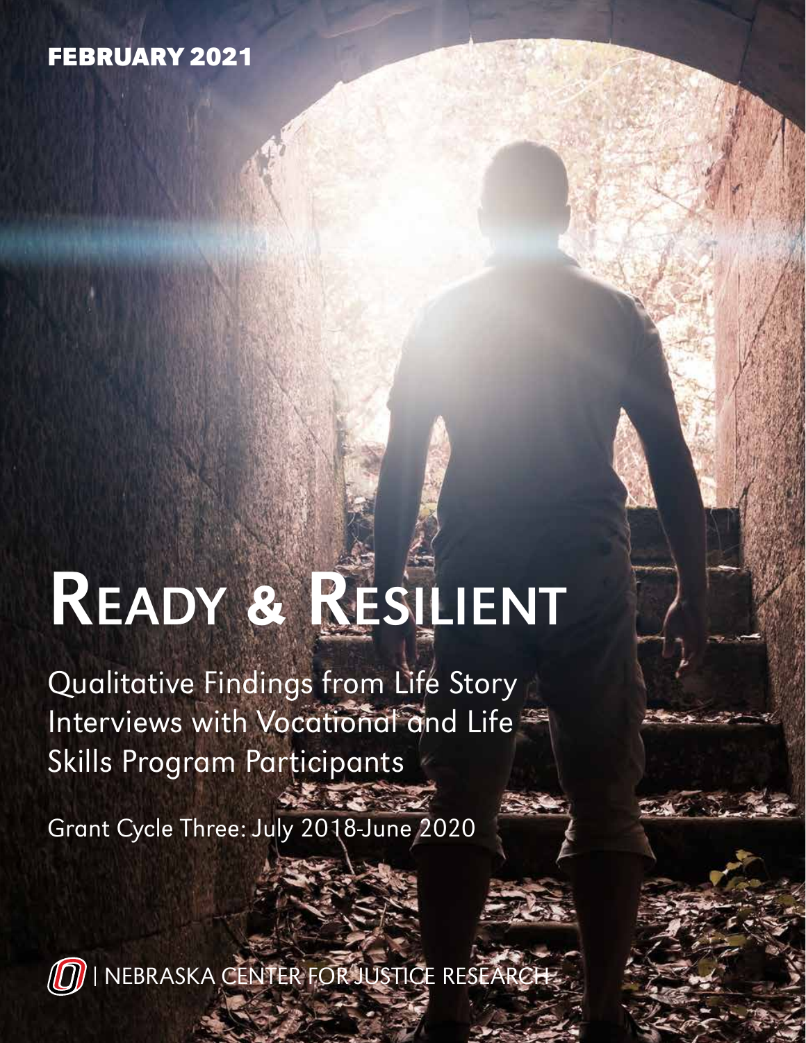FEBRUARY 2021

# READY & RESILIENT

Qualitative Findings from Life Story Interviews with Vocational and Life Skills Program Participants

Grant Cycle Three: July 2018-June 2020

| NEBRASKA CENTER FOR JUSTICE RESEARCH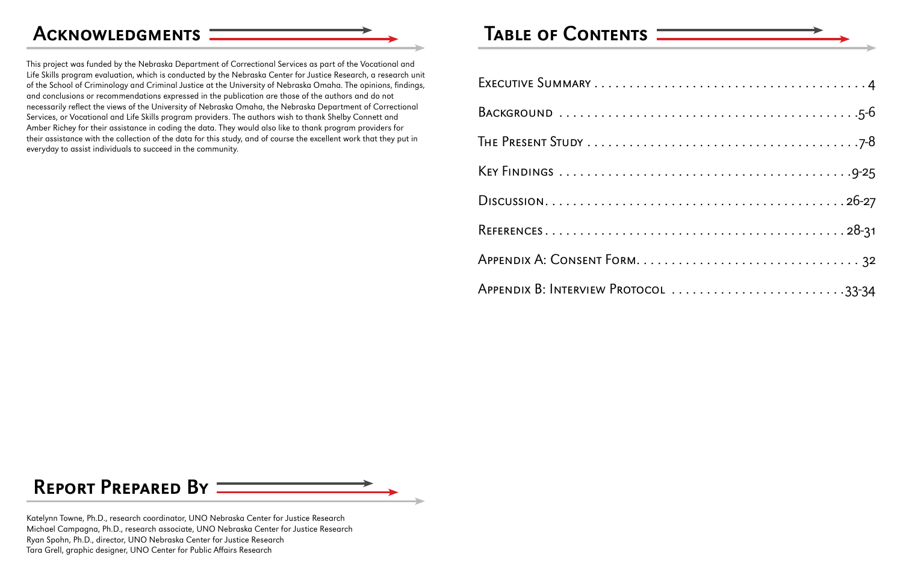## Acknowledgments

This project was funded by the Nebraska Department of Correctional Services as part of the Vocational and Life Skills program evaluation, which is conducted by the Nebraska Center for Justice Research, a research unit of the School of Criminology and Criminal Justice at the University of Nebraska Omaha. The opinions, findings, and conclusions or recommendations expressed in the publication are those of the authors and do not necessarily reflect the views of the University of Nebraska Omaha, the Nebraska Department of Correctional Services, or Vocational and Life Skills program providers. The authors wish to thank Shelby Connett and Amber Richey for their assistance in coding the data. They would also like to thank program providers for their assistance with the collection of the data for this study, and of course the excellent work that they put in everyday to assist individuals to succeed in the community.

## Report Prepared By

Katelynn Towne, Ph.D., research coordinator, UNO Nebraska Center for Justice Research
Michael Campagna, Ph.D., research associate, UNO Nebraska Center for Justice Research
Ryan Spohn, Ph.D., director, UNO Nebraska Center for Justice Research
Tara Grell, graphic designer, UNO Center for Public Affairs Research

## Table of Contents

Executive Summary . . . . . 4
Background . . . . . 5-6
The Present Study . . . . . 7-8
Key Findings . . . . . 9-25
Discussion . . . . . 26-27
References . . . . . 28-31
Appendix A: Consent Form . . . . . 32
Appendix B: Interview Protocol . . . . . 33-34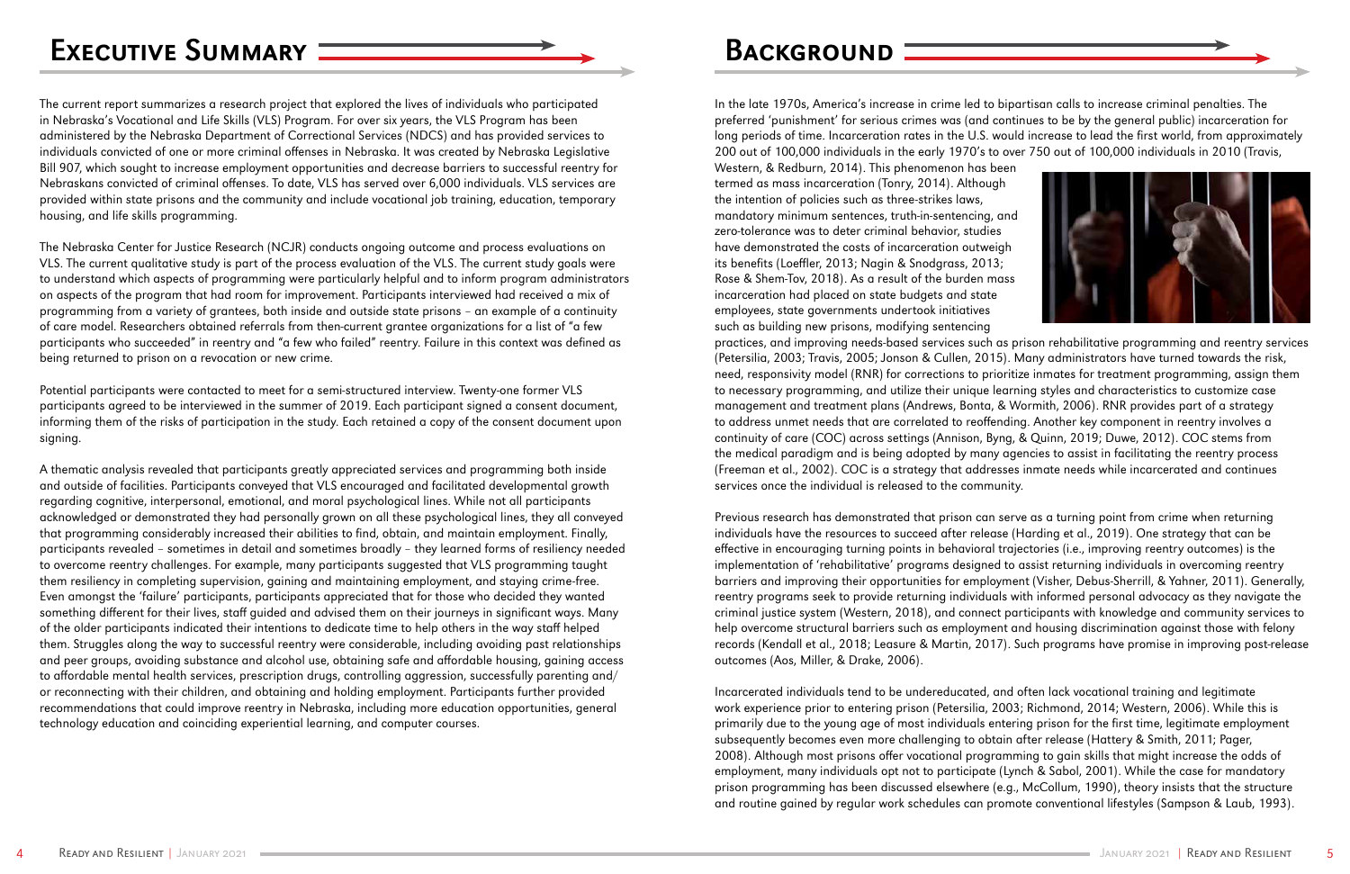# Executive Summary

The current report summarizes a research project that explored the lives of individuals who participated in Nebraska's Vocational and Life Skills (VLS) Program. For over six years, the VLS Program has been administered by the Nebraska Department of Correctional Services (NDCS) and has provided services to individuals convicted of one or more criminal offenses in Nebraska. It was created by Nebraska Legislative Bill 907, which sought to increase employment opportunities and decrease barriers to successful reentry for Nebraskans convicted of criminal offenses. To date, VLS has served over 6,000 individuals. VLS services are provided within state prisons and the community and include vocational job training, education, temporary housing, and life skills programming.

The Nebraska Center for Justice Research (NCJR) conducts ongoing outcome and process evaluations on VLS. The current qualitative study is part of the process evaluation of the VLS. The current study goals were to understand which aspects of programming were particularly helpful and to inform program administrators on aspects of the program that had room for improvement. Participants interviewed had received a mix of programming from a variety of grantees, both inside and outside state prisons – an example of a continuity of care model. Researchers obtained referrals from then-current grantee organizations for a list of "a few participants who succeeded" in reentry and "a few who failed" reentry. Failure in this context was defined as being returned to prison on a revocation or new crime.

Potential participants were contacted to meet for a semi-structured interview. Twenty-one former VLS participants agreed to be interviewed in the summer of 2019. Each participant signed a consent document, informing them of the risks of participation in the study. Each retained a copy of the consent document upon signing.

A thematic analysis revealed that participants greatly appreciated services and programming both inside and outside of facilities. Participants conveyed that VLS encouraged and facilitated developmental growth regarding cognitive, interpersonal, emotional, and moral psychological lines. While not all participants acknowledged or demonstrated they had personally grown on all these psychological lines, they all conveyed that programming considerably increased their abilities to find, obtain, and maintain employment. Finally, participants revealed – sometimes in detail and sometimes broadly – they learned forms of resiliency needed to overcome reentry challenges. For example, many participants suggested that VLS programming taught them resiliency in completing supervision, gaining and maintaining employment, and staying crime-free. Even amongst the 'failure' participants, participants appreciated that for those who decided they wanted something different for their lives, staff guided and advised them on their journeys in significant ways. Many of the older participants indicated their intentions to dedicate time to help others in the way staff helped them. Struggles along the way to successful reentry were considerable, including avoiding past relationships and peer groups, avoiding substance and alcohol use, obtaining safe and affordable housing, gaining access to affordable mental health services, prescription drugs, controlling aggression, successfully parenting and/or reconnecting with their children, and obtaining and holding employment. Participants further provided recommendations that could improve reentry in Nebraska, including more education opportunities, general technology education and coinciding experiential learning, and computer courses.

# Background

In the late 1970s, America's increase in crime led to bipartisan calls to increase criminal penalties. The preferred 'punishment' for serious crimes was (and continues to be by the general public) incarceration for long periods of time. Incarceration rates in the U.S. would increase to lead the first world, from approximately 200 out of 100,000 individuals in the early 1970's to over 750 out of 100,000 individuals in 2010 (Travis, Western, & Redburn, 2014). This phenomenon has been termed as mass incarceration (Tonry, 2014). Although the intention of policies such as three-strikes laws, mandatory minimum sentences, truth-in-sentencing, and zero-tolerance was to deter criminal behavior, studies have demonstrated the costs of incarceration outweigh its benefits (Loeffler, 2013; Nagin & Snodgrass, 2013; Rose & Shem-Tov, 2018). As a result of the burden mass incarceration had placed on state budgets and state employees, state governments undertook initiatives such as building new prisons, modifying sentencing practices, and improving needs-based services such as prison rehabilitative programming and reentry services (Petersilia, 2003; Travis, 2005; Jonson & Cullen, 2015). Many administrators have turned towards the risk, need, responsivity model (RNR) for corrections to prioritize inmates for treatment programming, assign them to necessary programming, and utilize their unique learning styles and characteristics to customize case management and treatment plans (Andrews, Bonta, & Wormith, 2006). RNR provides part of a strategy to address unmet needs that are correlated to reoffending. Another key component in reentry involves a continuity of care (COC) across settings (Annison, Byng, & Quinn, 2019; Duwe, 2012). COC stems from the medical paradigm and is being adopted by many agencies to assist in facilitating the reentry process (Freeman et al., 2002). COC is a strategy that addresses inmate needs while incarcerated and continues services once the individual is released to the community.

Previous research has demonstrated that prison can serve as a turning point from crime when returning individuals have the resources to succeed after release (Harding et al., 2019). One strategy that can be effective in encouraging turning points in behavioral trajectories (i.e., improving reentry outcomes) is the implementation of 'rehabilitative' programs designed to assist returning individuals in overcoming reentry barriers and improving their opportunities for employment (Visher, Debus-Sherrill, & Yahner, 2011). Generally, reentry programs seek to provide returning individuals with informed personal advocacy as they navigate the criminal justice system (Western, 2018), and connect participants with knowledge and community services to help overcome structural barriers such as employment and housing discrimination against those with felony records (Kendall et al., 2018; Leasure & Martin, 2017). Such programs have promise in improving post-release outcomes (Aos, Miller, & Drake, 2006).

Incarcerated individuals tend to be undereducated, and often lack vocational training and legitimate work experience prior to entering prison (Petersilia, 2003; Richmond, 2014; Western, 2006). While this is primarily due to the young age of most individuals entering prison for the first time, legitimate employment subsequently becomes even more challenging to obtain after release (Hattery & Smith, 2011; Pager, 2008). Although most prisons offer vocational programming to gain skills that might increase the odds of employment, many individuals opt not to participate (Lynch & Sabol, 2001). While the case for mandatory prison programming has been discussed elsewhere (e.g., McCollum, 1990), theory insists that the structure and routine gained by regular work schedules can promote conventional lifestyles (Sampson & Laub, 1993).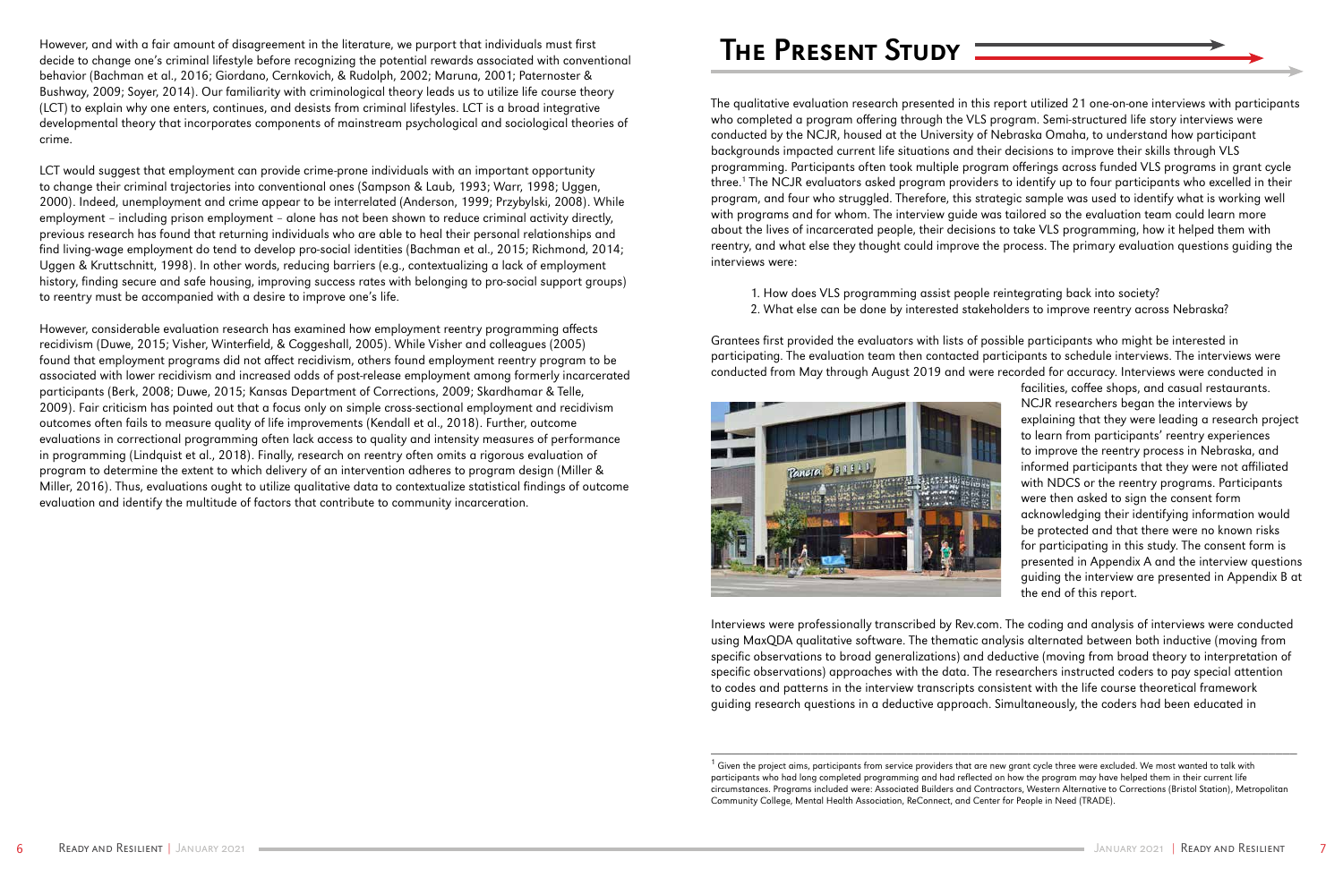However, and with a fair amount of disagreement in the literature, we purport that individuals must first decide to change one's criminal lifestyle before recognizing the potential rewards associated with conventional behavior (Bachman et al., 2016; Giordano, Cernkovich, & Rudolph, 2002; Maruna, 2001; Paternoster & Bushway, 2009; Soyer, 2014). Our familiarity with criminological theory leads us to utilize life course theory (LCT) to explain why one enters, continues, and desists from criminal lifestyles. LCT is a broad integrative developmental theory that incorporates components of mainstream psychological and sociological theories of crime.

LCT would suggest that employment can provide crime-prone individuals with an important opportunity to change their criminal trajectories into conventional ones (Sampson & Laub, 1993; Warr, 1998; Uggen, 2000). Indeed, unemployment and crime appear to be interrelated (Anderson, 1999; Przybylski, 2008). While employment – including prison employment – alone has not been shown to reduce criminal activity directly, previous research has found that returning individuals who are able to heal their personal relationships and find living-wage employment do tend to develop pro-social identities (Bachman et al., 2015; Richmond, 2014; Uggen & Kruttschnitt, 1998). In other words, reducing barriers (e.g., contextualizing a lack of employment history, finding secure and safe housing, improving success rates with belonging to pro-social support groups) to reentry must be accompanied with a desire to improve one's life.

However, considerable evaluation research has examined how employment reentry programming affects recidivism (Duwe, 2015; Visher, Winterfield, & Coggeshall, 2005). While Visher and colleagues (2005) found that employment programs did not affect recidivism, others found employment reentry program to be associated with lower recidivism and increased odds of post-release employment among formerly incarcerated participants (Berk, 2008; Duwe, 2015; Kansas Department of Corrections, 2009; Skardhamar & Telle, 2009). Fair criticism has pointed out that a focus only on simple cross-sectional employment and recidivism outcomes often fails to measure quality of life improvements (Kendall et al., 2018). Further, outcome evaluations in correctional programming often lack access to quality and intensity measures of performance in programming (Lindquist et al., 2018). Finally, research on reentry often omits a rigorous evaluation of program to determine the extent to which delivery of an intervention adheres to program design (Miller & Miller, 2016). Thus, evaluations ought to utilize qualitative data to contextualize statistical findings of outcome evaluation and identify the multitude of factors that contribute to community incarceration.

# The Present Study

The qualitative evaluation research presented in this report utilized 21 one-on-one interviews with participants who completed a program offering through the VLS program. Semi-structured life story interviews were conducted by the NCJR, housed at the University of Nebraska Omaha, to understand how participant backgrounds impacted current life situations and their decisions to improve their skills through VLS programming. Participants often took multiple program offerings across funded VLS programs in grant cycle three.[1] The NCJR evaluators asked program providers to identify up to four participants who excelled in their program, and four who struggled. Therefore, this strategic sample was used to identify what is working well with programs and for whom. The interview guide was tailored so the evaluation team could learn more about the lives of incarcerated people, their decisions to take VLS programming, how it helped them with reentry, and what else they thought could improve the process. The primary evaluation questions guiding the interviews were:

1. How does VLS programming assist people reintegrating back into society?
2. What else can be done by interested stakeholders to improve reentry across Nebraska?

Grantees first provided the evaluators with lists of possible participants who might be interested in participating. The evaluation team then contacted participants to schedule interviews. The interviews were conducted from May through August 2019 and were recorded for accuracy. Interviews were conducted in facilities, coffee shops, and casual restaurants. NCJR researchers began the interviews by explaining that they were leading a research project to learn from participants' reentry experiences to improve the reentry process in Nebraska, and informed participants that they were not affiliated with NDCS or the reentry programs. Participants were then asked to sign the consent form acknowledging their identifying information would be protected and that there were no known risks for participating in this study. The consent form is presented in Appendix A and the interview questions guiding the interview are presented in Appendix B at the end of this report.

Interviews were professionally transcribed by Rev.com. The coding and analysis of interviews were conducted using MaxQDA qualitative software. The thematic analysis alternated between both inductive (moving from specific observations to broad generalizations) and deductive (moving from broad theory to interpretation of specific observations) approaches with the data. The researchers instructed coders to pay special attention to codes and patterns in the interview transcripts consistent with the life course theoretical framework guiding research questions in a deductive approach. Simultaneously, the coders had been educated in

[1] Given the project aims, participants from service providers that are new grant cycle three were excluded. We most wanted to talk with participants who had long completed programming and had reflected on how the program may have helped them in their current life circumstances. Programs included were: Associated Builders and Contractors, Western Alternative to Corrections (Bristol Station), Metropolitan Community College, Mental Health Association, ReConnect, and Center for People in Need (TRADE).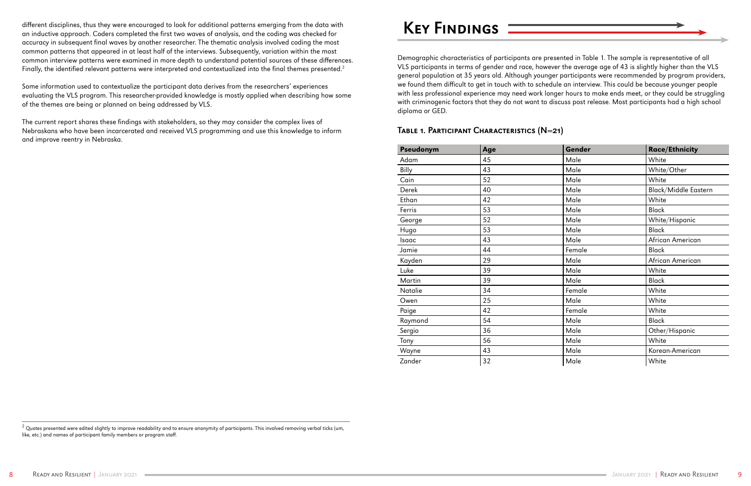different disciplines, thus they were encouraged to look for additional patterns emerging from the data with an inductive approach. Coders completed the first two waves of analysis, and the coding was checked for accuracy in subsequent final waves by another researcher. The thematic analysis involved coding the most common patterns that appeared in at least half of the interviews. Subsequently, variation within the most common interview patterns were examined in more depth to understand potential sources of these differences. Finally, the identified relevant patterns were interpreted and contextualized into the final themes presented.[2]

Some information used to contextualize the participant data derives from the researchers' experiences evaluating the VLS program. This researcher-provided knowledge is mostly applied when describing how some of the themes are being or planned on being addressed by VLS.

The current report shares these findings with stakeholders, so they may consider the complex lives of Nebraskans who have been incarcerated and received VLS programming and use this knowledge to inform and improve reentry in Nebraska.

[2] Quotes presented were edited slightly to improve readability and to ensure anonymity of participants. This involved removing verbal ticks (um, like, etc.) and names of participant family members or program staff.

# Key Findings

Demographic characteristics of participants are presented in Table 1. The sample is representative of all VLS participants in terms of gender and race, however the average age of 43 is slightly higher than the VLS general population at 35 years old. Although younger participants were recommended by program providers, we found them difficult to get in touch with to schedule an interview. This could be because younger people with less professional experience may need work longer hours to make ends meet, or they could be struggling with criminogenic factors that they do not want to discuss post release. Most participants had a high school diploma or GED.

### Table 1. Participant Characteristics (N=21)

| Pseudonym | Age | Gender | Race/Ethnicity |
|---|---|---|---|
| Adam | 45 | Male | White |
| Billy | 43 | Male | White/Other |
| Cain | 52 | Male | White |
| Derek | 40 | Male | Black/Middle Eastern |
| Ethan | 42 | Male | White |
| Ferris | 53 | Male | Black |
| George | 52 | Male | White/Hispanic |
| Hugo | 53 | Male | Black |
| Isaac | 43 | Male | African American |
| Jamie | 44 | Female | Black |
| Kayden | 29 | Male | African American |
| Luke | 39 | Male | White |
| Martin | 39 | Male | Black |
| Natalie | 34 | Female | White |
| Owen | 25 | Male | White |
| Paige | 42 | Female | White |
| Raymond | 54 | Male | Black |
| Sergio | 36 | Male | Other/Hispanic |
| Tony | 56 | Male | White |
| Wayne | 43 | Male | Korean-American |
| Zander | 32 | Male | White |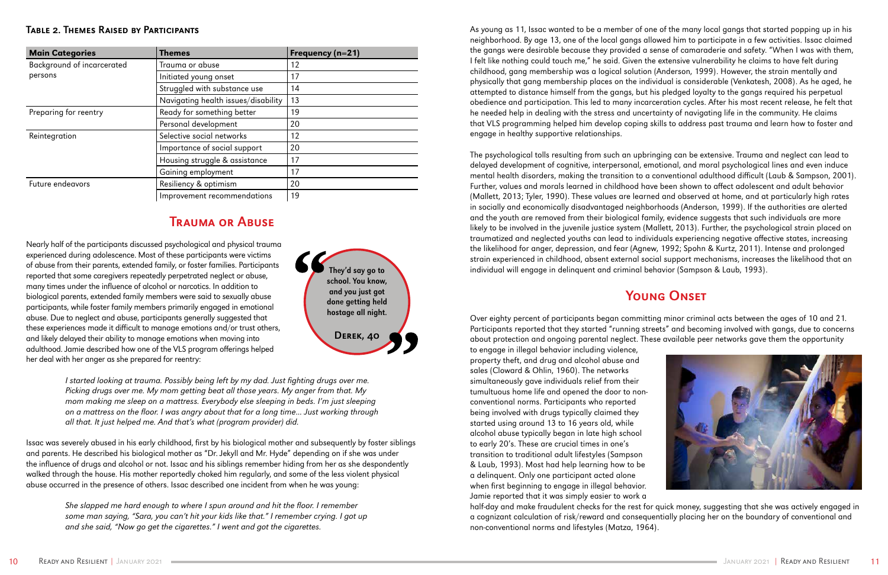**Table 2. Themes Raised by Participants**

| Main Categories | Themes | Frequency (n=21) |
|---|---|---|
| Background of incarcerated persons | Trauma or abuse | 12 |
| | Initiated young onset | 17 |
| | Struggled with substance use | 14 |
| | Navigating health issues/disability | 13 |
| Preparing for reentry | Ready for something better | 19 |
| | Personal development | 20 |
| Reintegration | Selective social networks | 12 |
| | Importance of social support | 20 |
| | Housing struggle & assistance | 17 |
| | Gaining employment | 17 |
| Future endeavors | Resiliency & optimism | 20 |
| | Improvement recommendations | 19 |

## Trauma or Abuse

Nearly half of the participants discussed psychological and physical trauma experienced during adolescence. Most of these participants were victims of abuse from their parents, extended family, or foster families. Participants reported that some caregivers repeatedly perpetrated neglect or abuse, many times under the influence of alcohol or narcotics. In addition to biological parents, extended family members were said to sexually abuse participants, while foster family members primarily engaged in emotional abuse. Due to neglect and abuse, participants generally suggested that these experiences made it difficult to manage emotions and/or trust others, and likely delayed their ability to manage emotions when moving into adulthood. Jamie described how one of the VLS program offerings helped her deal with her anger as she prepared for reentry:

> "They'd say go to school. You know, and you just got done getting held hostage all night."
>
> **Derek, 40**

> *I started looking at trauma. Possibly being left by my dad. Just fighting drugs over me. Picking drugs over me. My mom getting beat all those years. My anger from that. My mom making me sleep on a mattress. Everybody else sleeping in beds. I'm just sleeping on a mattress on the floor. I was angry about that for a long time... Just working through all that. It just helped me. And that's what (program provider) did.*

Issac was severely abused in his early childhood, first by his biological mother and subsequently by foster siblings and parents. He described his biological mother as "Dr. Jekyll and Mr. Hyde" depending on if she was under the influence of drugs and alcohol or not. Issac and his siblings remember hiding from her as she despondently walked through the house. His mother reportedly choked him regularly, and some of the less violent physical abuse occurred in the presence of others. Issac described one incident from when he was young:

> *She slapped me hard enough to where I spun around and hit the floor. I remember some man saying, "Sara, you can't hit your kids like that." I remember crying. I got up and she said, "Now go get the cigarettes." I went and got the cigarettes.*

As young as 11, Issac wanted to be a member of one of the many local gangs that started popping up in his neighborhood. By age 13, one of the local gangs allowed him to participate in a few activities. Issac claimed the gangs were desirable because they provided a sense of camaraderie and safety. "When I was with them, I felt like nothing could touch me," he said. Given the extensive vulnerability he claims to have felt during childhood, gang membership was a logical solution (Anderson, 1999). However, the strain mentally and physically that gang membership places on the individual is considerable (Venkatesh, 2008). As he aged, he attempted to distance himself from the gangs, but his pledged loyalty to the gangs required his perpetual obedience and participation. This led to many incarceration cycles. After his most recent release, he felt that he needed help in dealing with the stress and uncertainty of navigating life in the community. He claims that VLS programming helped him develop coping skills to address past trauma and learn how to foster and engage in healthy supportive relationships.

The psychological tolls resulting from such an upbringing can be extensive. Trauma and neglect can lead to delayed development of cognitive, interpersonal, emotional, and moral psychological lines and even induce mental health disorders, making the transition to a conventional adulthood difficult (Laub & Sampson, 2001). Further, values and morals learned in childhood have been shown to affect adolescent and adult behavior (Mallett, 2013; Tyler, 1990). These values are learned and observed at home, and at particularly high rates in socially and economically disadvantaged neighborhoods (Anderson, 1999). If the authorities are alerted and the youth are removed from their biological family, evidence suggests that such individuals are more likely to be involved in the juvenile justice system (Mallett, 2013). Further, the psychological strain placed on traumatized and neglected youths can lead to individuals experiencing negative affective states, increasing the likelihood for anger, depression, and fear (Agnew, 1992; Spohn & Kurtz, 2011). Intense and prolonged strain experienced in childhood, absent external social support mechanisms, increases the likelihood that an individual will engage in delinquent and criminal behavior (Sampson & Laub, 1993).

## Young Onset

Over eighty percent of participants began committing minor criminal acts between the ages of 10 and 21. Participants reported that they started "running streets" and becoming involved with gangs, due to concerns about protection and ongoing parental neglect. These available peer networks gave them the opportunity to engage in illegal behavior including violence, property theft, and drug and alcohol abuse and sales (Cloward & Ohlin, 1960). The networks simultaneously gave individuals relief from their tumultuous home life and opened the door to non-conventional norms. Participants who reported being involved with drugs typically claimed they started using around 13 to 16 years old, while alcohol abuse typically began in late high school to early 20's. These are crucial times in one's transition to traditional adult lifestyles (Sampson & Laub, 1993). Most had help learning how to be a delinquent. Only one participant acted alone when first beginning to engage in illegal behavior. Jamie reported that it was simply easier to work a half-day and make fraudulent checks for the rest for quick money, suggesting that she was actively engaged in a cognizant calculation of risk/reward and consequentially placing her on the boundary of conventional and non-conventional norms and lifestyles (Matza, 1964).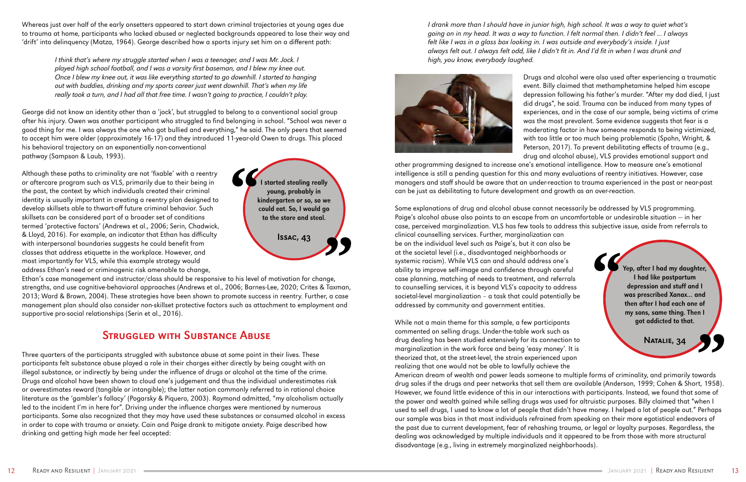Whereas just over half of the early onsetters appeared to start down criminal trajectories at young ages due to trauma at home, participants who lacked abused or neglected backgrounds appeared to lose their way and 'drift' into delinquency (Matza, 1964). George described how a sports injury set him on a different path:

> *I think that's where my struggle started when I was a teenager, and I was Mr. Jock. I played high school football, and I was a varsity first baseman, and I blew my knee out. Once I blew my knee out, it was like everything started to go downhill. I started to hanging out with buddies, drinking and my sports career just went downhill. That's when my life really took a turn, and I had all that free time. I wasn't going to practice, I couldn't play.*

George did not know an identity other than a 'jock', but struggled to belong to a conventional social group after his injury. Owen was another participant who struggled to find belonging in school. "School was never a good thing for me. I was always the one who got bullied and everything," he said. The only peers that seemed to accept him were older (approximately 16-17) and they introduced 11-year-old Owen to drugs. This placed his behavioral trajectory on an exponentially non-conventional pathway (Sampson & Laub, 1993).

Although these paths to criminality are not 'fixable' with a reentry or aftercare program such as VLS, primarily due to their being in the past, the context by which individuals created their criminal identity is usually important in creating a reentry plan designed to develop skillsets able to thwart-off future criminal behavior. Such skillsets can be considered part of a broader set of conditions termed 'protective factors' (Andrews et al., 2006; Serin, Chadwick, & Lloyd, 2016). For example, an indicator that Ethan has difficulty with interpersonal boundaries suggests he could benefit from classes that address etiquette in the workplace. However, and most importantly for VLS, while this example strategy would address Ethan's need or criminogenic risk amenable to change, Ethan's case management and instructor/class should be responsive to his level of motivation for change, strengths, and use cognitive-behavioral approaches (Andrews et al., 2006; Barnes-Lee, 2020; Crites & Taxman, 2013; Ward & Brown, 2004). These strategies have been shown to promote success in reentry. Further, a case management plan should also consider non-skillset protective factors such as attachment to employment and supportive pro-social relationships (Serin et al., 2016).

> **"I started stealing really young, probably in kindergarten or so, so we could eat. So, I would go to the store and steal."**
>
> **Issac, 43**

## Struggled with Substance Abuse

Three quarters of the participants struggled with substance abuse at some point in their lives. These participants felt substance abuse played a role in their charges either directly by being caught with an illegal substance, or indirectly by being under the influence of drugs or alcohol at the time of the crime. Drugs and alcohol have been shown to cloud one's judgement and thus the individual underestimates risk or overestimates reward (tangible or intangible); the latter notion commonly referred to in rational choice literature as the 'gambler's fallacy' (Pogarsky & Piquero, 2003). Raymond admitted, "my alcoholism actually led to the incident I'm in here for". Driving under the influence charges were mentioned by numerous participants. Some also recognized that they may have used these substances or consumed alcohol in excess in order to cope with trauma or anxiety. Cain and Paige drank to mitigate anxiety. Paige described how drinking and getting high made her feel accepted:

> *I drank more than I should have in junior high, high school. It was a way to quiet what's going on in my head. It was a way to function. I felt normal then. I didn't feel ... I always felt like I was in a glass box looking in. I was outside and everybody's inside. I just always felt out. I always felt odd, like I didn't fit in. And I'd fit in when I was drunk and high, you know, everybody laughed.*

Drugs and alcohol were also used after experiencing a traumatic event. Billy claimed that methamphetamine helped him escape depression following his father's murder. "After my dad died, I just did drugs", he said. Trauma can be induced from many types of experiences, and in the case of our sample, being victims of crime was the most prevalent. Some evidence suggests that fear is a moderating factor in how someone responds to being victimized, with too little or too much being problematic (Spohn, Wright, & Peterson, 2017). To prevent debilitating effects of trauma (e.g., drug and alcohol abuse), VLS provides emotional support and other programming designed to increase one's emotional intelligence. How to measure one's emotional intelligence is still a pending question for this and many evaluations of reentry initiatives. However, case managers and staff should be aware that an under-reaction to trauma experienced in the past or near-past can be just as debilitating to future development and growth as an over-reaction.

Some explanations of drug and alcohol abuse cannot necessarily be addressed by VLS programming. Paige's alcohol abuse also points to an escape from an uncomfortable or undesirable situation — in her case, perceived marginalization. VLS has few tools to address this subjective issue, aside from referrals to clinical counselling services. Further, marginalization can be on the individual level such as Paige's, but it can also be at the societal level (i.e., disadvantaged neighborhoods or systemic racism). While VLS can and should address one's ability to improve self-image and confidence through careful case planning, matching of needs to treatment, and referrals to counselling services, it is beyond VLS's capacity to address societal-level marginalization – a task that could potentially be addressed by community and government entities.

> **"Yep, after I had my daughter, I had like postpartum depression and stuff and I was prescribed Xanax... and then after I had each one of my sons, same thing. Then I got addicted to that."**
>
> **Natalie, 34**

While not a main theme for this sample, a few participants commented on selling drugs. Under-the-table work such as drug dealing has been studied extensively for its connection to marginalization in the work force and being 'easy money'. It is theorized that, at the street-level, the strain experienced upon realizing that one would not be able to lawfully achieve the American dream of wealth and power leads someone to multiple forms of criminality, and primarily towards drug sales if the drugs and peer networks that sell them are available (Anderson, 1999; Cohen & Short, 1958). However, we found little evidence of this in our interactions with participants. Instead, we found that some of the power and wealth gained while selling drugs was used for altruistic purposes. Billy claimed that "when I used to sell drugs, I used to know a lot of people that didn't have money. I helped a lot of people out." Perhaps our sample was bias in that most individuals refrained from speaking on their more egotistical endeavors of the past due to current development, fear of rehashing trauma, or legal or loyalty purposes. Regardless, the dealing was acknowledged by multiple individuals and it appeared to be from those with more structural disadvantage (e.g., living in extremely marginalized neighborhoods).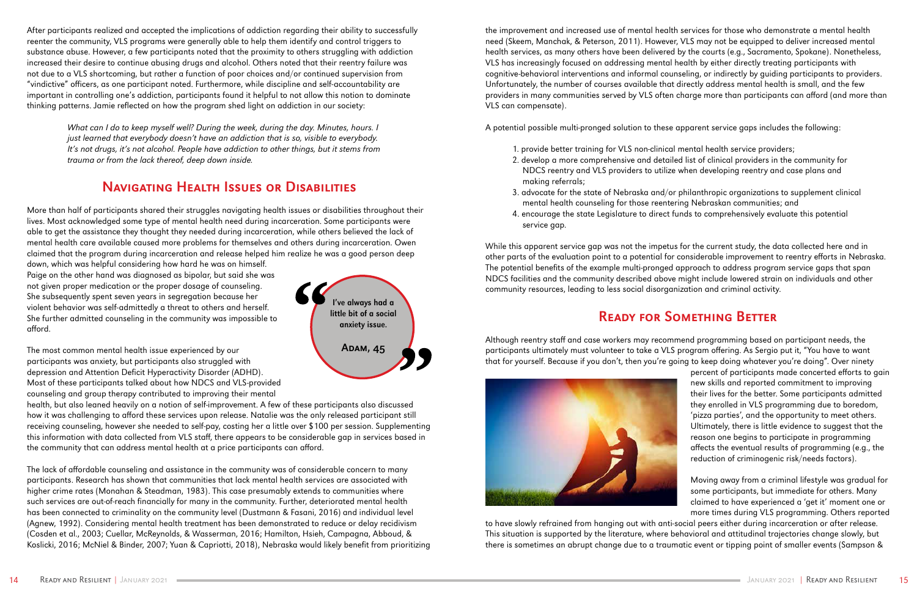After participants realized and accepted the implications of addiction regarding their ability to successfully reenter the community, VLS programs were generally able to help them identify and control triggers to substance abuse. However, a few participants noted that the proximity to others struggling with addiction increased their desire to continue abusing drugs and alcohol. Others noted that their reentry failure was not due to a VLS shortcoming, but rather a function of poor choices and/or continued supervision from "vindictive" officers, as one participant noted. Furthermore, while discipline and self-accountability are important in controlling one's addiction, participants found it helpful to not allow this notion to dominate thinking patterns. Jamie reflected on how the program shed light on addiction in our society:

> *What can I do to keep myself well? During the week, during the day. Minutes, hours. I just learned that everybody doesn't have an addiction that is so, visible to everybody. It's not drugs, it's not alcohol. People have addiction to other things, but it stems from trauma or from the lack thereof, deep down inside.*

## Navigating Health Issues or Disabilities

More than half of participants shared their struggles navigating health issues or disabilities throughout their lives. Most acknowledged some type of mental health need during incarceration. Some participants were able to get the assistance they thought they needed during incarceration, while others believed the lack of mental health care available caused more problems for themselves and others during incarceration. Owen claimed that the program during incarceration and release helped him realize he was a good person deep down, which was helpful considering how hard he was on himself. Paige on the other hand was diagnosed as bipolar, but said she was not given proper medication or the proper dosage of counseling. She subsequently spent seven years in segregation because her violent behavior was self-admittedly a threat to others and herself. She further admitted counseling in the community was impossible to afford.

> "I've always had a little bit of a social anxiety issue."
>
> **Adam, 45**

The most common mental health issue experienced by our participants was anxiety, but participants also struggled with depression and Attention Deficit Hyperactivity Disorder (ADHD). Most of these participants talked about how NDCS and VLS-provided counseling and group therapy contributed to improving their mental health, but also leaned heavily on a notion of self-improvement. A few of these participants also discussed how it was challenging to afford these services upon release. Natalie was the only released participant still receiving counseling, however she needed to self-pay, costing her a little over $100 per session. Supplementing this information with data collected from VLS staff, there appears to be considerable gap in services based in the community that can address mental health at a price participants can afford.

The lack of affordable counseling and assistance in the community was of considerable concern to many participants. Research has shown that communities that lack mental health services are associated with higher crime rates (Monahan & Steadman, 1983). This case presumably extends to communities where such services are out-of-reach financially for many in the community. Further, deteriorated mental health has been connected to criminality on the community level (Dustmann & Fasani, 2016) and individual level (Agnew, 1992). Considering mental health treatment has been demonstrated to reduce or delay recidivism (Cosden et al., 2003; Cuellar, McReynolds, & Wasserman, 2016; Hamilton, Hsieh, Campagna, Abboud, & Koslicki, 2016; McNiel & Binder, 2007; Yuan & Capriotti, 2018), Nebraska would likely benefit from prioritizing the improvement and increased use of mental health services for those who demonstrate a mental health need (Skeem, Manchak, & Peterson, 2011). However, VLS may not be equipped to deliver increased mental health services, as many others have been delivered by the courts (e.g., Sacramento, Spokane). Nonetheless, VLS has increasingly focused on addressing mental health by either directly treating participants with cognitive-behavioral interventions and informal counseling, or indirectly by guiding participants to providers. Unfortunately, the number of courses available that directly address mental health is small, and the few providers in many communities served by VLS often charge more than participants can afford (and more than VLS can compensate).

A potential possible multi-pronged solution to these apparent service gaps includes the following:

1. provide better training for VLS non-clinical mental health service providers;
2. develop a more comprehensive and detailed list of clinical providers in the community for NDCS reentry and VLS providers to utilize when developing reentry and case plans and making referrals;
3. advocate for the state of Nebraska and/or philanthropic organizations to supplement clinical mental health counseling for those reentering Nebraskan communities; and
4. encourage the state Legislature to direct funds to comprehensively evaluate this potential service gap.

While this apparent service gap was not the impetus for the current study, the data collected here and in other parts of the evaluation point to a potential for considerable improvement to reentry efforts in Nebraska. The potential benefits of the example multi-pronged approach to address program service gaps that span NDCS facilities and the community described above might include lowered strain on individuals and other community resources, leading to less social disorganization and criminal activity.

## Ready for Something Better

Although reentry staff and case workers may recommend programming based on participant needs, the participants ultimately must volunteer to take a VLS program offering. As Sergio put it, "You have to want that for yourself. Because if you don't, then you're going to keep doing whatever you're doing". Over ninety percent of participants made concerted efforts to gain new skills and reported commitment to improving their lives for the better. Some participants admitted they enrolled in VLS programming due to boredom, 'pizza parties', and the opportunity to meet others. Ultimately, there is little evidence to suggest that the reason one begins to participate in programming affects the eventual results of programming (e.g., the reduction of criminogenic risk/needs factors).

Moving away from a criminal lifestyle was gradual for some participants, but immediate for others. Many claimed to have experienced a 'get it' moment one or more times during VLS programming. Others reported to have slowly refrained from hanging out with anti-social peers either during incarceration or after release. This situation is supported by the literature, where behavioral and attitudinal trajectories change slowly, but there is sometimes an abrupt change due to a traumatic event or tipping point of smaller events (Sampson &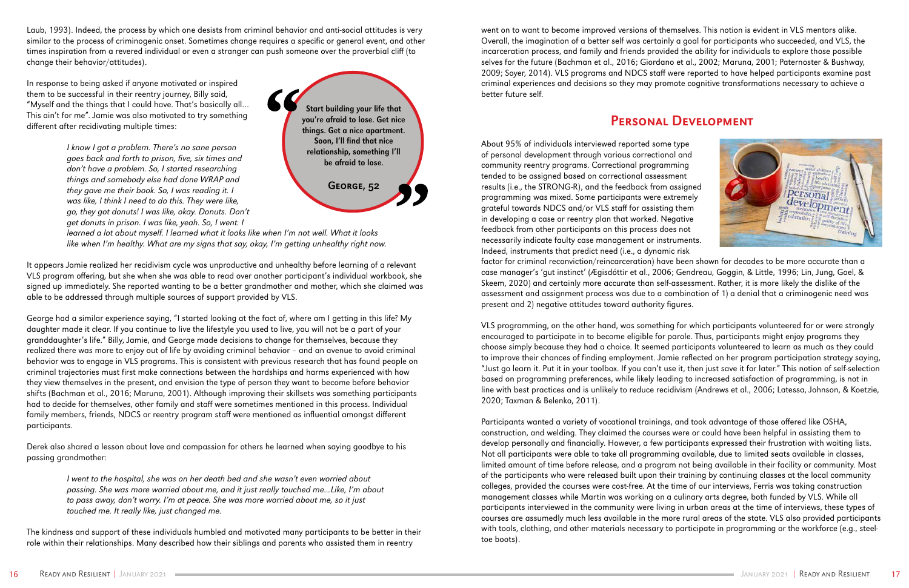Laub, 1993). Indeed, the process by which one desists from criminal behavior and anti-social attitudes is very similar to the process of criminogenic onset. Sometimes change requires a specific or general event, and other times inspiration from a revered individual or even a stranger can push someone over the proverbial cliff (to change their behavior/attitudes).

In response to being asked if anyone motivated or inspired them to be successful in their reentry journey, Billy said, "Myself and the things that I could have. That's basically all... This ain't for me". Jamie was also motivated to try something different after recidivating multiple times:

> *I know I got a problem. There's no sane person goes back and forth to prison, five, six times and don't have a problem. So, I started researching things and somebody else had done WRAP and they gave me their book. So, I was reading it. I was like, I think I need to do this. They were like, go, they got donuts! I was like, okay. Donuts. Don't get donuts in prison. I was like, yeah. So, I went. I learned a lot about myself. I learned what it looks like when I'm not well. What it looks like when I'm healthy. What are my signs that say, okay, I'm getting unhealthy right now.*

> **"Start building your life that you're afraid to lose. Get nice things. Get a nice apartment. Soon, I'll find that nice relationship, something I'll be afraid to lose."**
>
> **George, 52**

It appears Jamie realized her recidivism cycle was unproductive and unhealthy before learning of a relevant VLS program offering, but she when she was able to read over another participant's individual workbook, she signed up immediately. She reported wanting to be a better grandmother and mother, which she claimed was able to be addressed through multiple sources of support provided by VLS.

George had a similar experience saying, "I started looking at the fact of, where am I getting in this life? My daughter made it clear. If you continue to live the lifestyle you used to live, you will not be a part of your granddaughter's life." Billy, Jamie, and George made decisions to change for themselves, because they realized there was more to enjoy out of life by avoiding criminal behavior – and an avenue to avoid criminal behavior was to engage in VLS programs. This is consistent with previous research that has found people on criminal trajectories must first make connections between the hardships and harms experienced with how they view themselves in the present, and envision the type of person they want to become before behavior shifts (Bachman et al., 2016; Maruna, 2001). Although improving their skillsets was something participants had to decide for themselves, other family and staff were sometimes mentioned in this process. Individual family members, friends, NDCS or reentry program staff were mentioned as influential amongst different participants.

Derek also shared a lesson about love and compassion for others he learned when saying goodbye to his passing grandmother:

> *I went to the hospital, she was on her death bed and she wasn't even worried about passing. She was more worried about me, and it just really touched me...Like, I'm about to pass away, don't worry. I'm at peace. She was more worried about me, so it just touched me. It really like, just changed me.*

The kindness and support of these individuals humbled and motivated many participants to be better in their role within their relationships. Many described how their siblings and parents who assisted them in reentry went on to want to become improved versions of themselves. This notion is evident in VLS mentors alike. Overall, the imagination of a better self was certainly a goal for participants who succeeded, and VLS, the incarceration process, and family and friends provided the ability for individuals to explore those possible selves for the future (Bachman et al., 2016; Giordano et al., 2002; Maruna, 2001; Paternoster & Bushway, 2009; Soyer, 2014). VLS programs and NDCS staff were reported to have helped participants examine past criminal experiences and decisions so they may promote cognitive transformations necessary to achieve a better future self.

## Personal Development

About 95% of individuals interviewed reported some type of personal development through various correctional and community reentry programs. Correctional programming tended to be assigned based on correctional assessment results (i.e., the STRONG-R), and the feedback from assigned programming was mixed. Some participants were extremely grateful towards NDCS and/or VLS staff for assisting them in developing a case or reentry plan that worked. Negative feedback from other participants on this process does not necessarily indicate faulty case management or instruments. Indeed, instruments that predict need (i.e., a dynamic risk factor for criminal reconviction/reincarceration) have been shown for decades to be more accurate than a case manager's 'gut instinct' (Ægisdóttir et al., 2006; Gendreau, Goggin, & Little, 1996; Lin, Jung, Goel, & Skeem, 2020) and certainly more accurate than self-assessment. Rather, it is more likely the dislike of the assessment and assignment process was due to a combination of 1) a denial that a criminogenic need was present and 2) negative attitudes toward authority figures.

VLS programming, on the other hand, was something for which participants volunteered for or were strongly encouraged to participate in to become eligible for parole. Thus, participants might enjoy programs they choose simply because they had a choice. It seemed participants volunteered to learn as much as they could to improve their chances of finding employment. Jamie reflected on her program participation strategy saying, "Just go learn it. Put it in your toolbox. If you can't use it, then just save it for later." This notion of self-selection based on programming preferences, while likely leading to increased satisfaction of programming, is not in line with best practices and is unlikely to reduce recidivism (Andrews et al., 2006; Latessa, Johnson, & Koetzie, 2020; Taxman & Belenko, 2011).

Participants wanted a variety of vocational trainings, and took advantage of those offered like OSHA, construction, and welding. They claimed the courses were or could have been helpful in assisting them to develop personally and financially. However, a few participants expressed their frustration with waiting lists. Not all participants were able to take all programming available, due to limited seats available in classes, limited amount of time before release, and a program not being available in their facility or community. Most of the participants who were released built upon their training by continuing classes at the local community colleges, provided the courses were cost-free. At the time of our interviews, Ferris was taking construction management classes while Martin was working on a culinary arts degree, both funded by VLS. While all participants interviewed in the community were living in urban areas at the time of interviews, these types of courses are assumedly much less available in the more rural areas of the state. VLS also provided participants with tools, clothing, and other materials necessary to participate in programming or the workforce (e.g., steel-toe boots).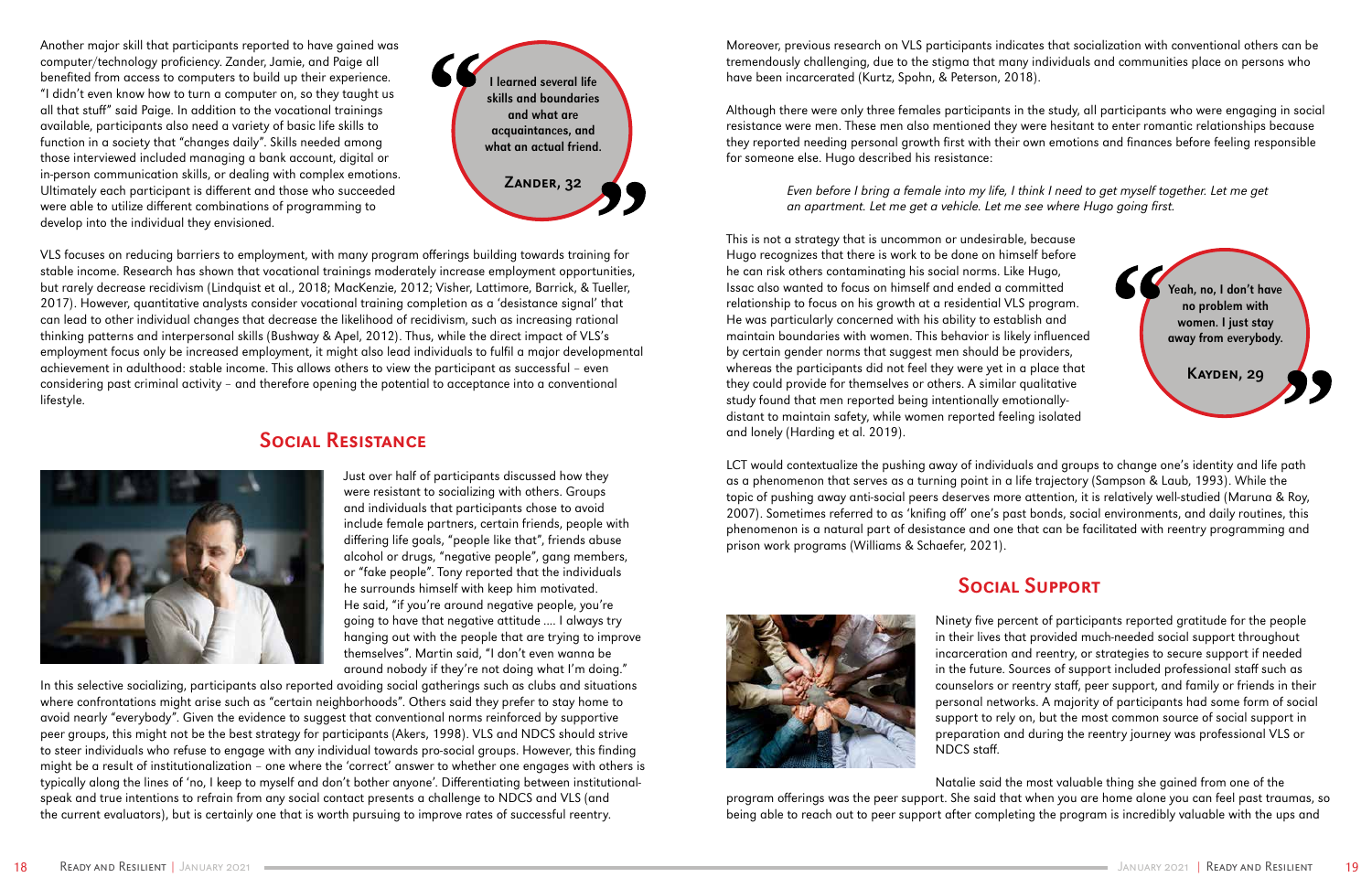Another major skill that participants reported to have gained was computer/technology proficiency. Zander, Jamie, and Paige all benefited from access to computers to build up their experience. "I didn't even know how to turn a computer on, so they taught us all that stuff" said Paige. In addition to the vocational trainings available, participants also need a variety of basic life skills to function in a society that "changes daily". Skills needed among those interviewed included managing a bank account, digital or in-person communication skills, or dealing with complex emotions. Ultimately each participant is different and those who succeeded were able to utilize different combinations of programming to develop into the individual they envisioned.

> **I learned several life skills and boundaries and what are acquaintances, and what an actual friend.**
>
> **Zander, 32**

VLS focuses on reducing barriers to employment, with many program offerings building towards training for stable income. Research has shown that vocational trainings moderately increase employment opportunities, but rarely decrease recidivism (Lindquist et al., 2018; MacKenzie, 2012; Visher, Lattimore, Barrick, & Tueller, 2017). However, quantitative analysts consider vocational training completion as a 'desistance signal' that can lead to other individual changes that decrease the likelihood of recidivism, such as increasing rational thinking patterns and interpersonal skills (Bushway & Apel, 2012). Thus, while the direct impact of VLS's employment focus only be increased employment, it might also lead individuals to fulfil a major developmental achievement in adulthood: stable income. This allows others to view the participant as successful – even considering past criminal activity – and therefore opening the potential to acceptance into a conventional lifestyle.

## Social Resistance

Just over half of participants discussed how they were resistant to socializing with others. Groups and individuals that participants chose to avoid include female partners, certain friends, people with differing life goals, "people like that", friends abuse alcohol or drugs, "negative people", gang members, or "fake people". Tony reported that the individuals he surrounds himself with keep him motivated. He said, "if you're around negative people, you're going to have that negative attitude .... I always try hanging out with the people that are trying to improve themselves". Martin said, "I don't even wanna be around nobody if they're not doing what I'm doing."

In this selective socializing, participants also reported avoiding social gatherings such as clubs and situations where confrontations might arise such as "certain neighborhoods". Others said they prefer to stay home to avoid nearly "everybody". Given the evidence to suggest that conventional norms reinforced by supportive peer groups, this might not be the best strategy for participants (Akers, 1998). VLS and NDCS should strive to steer individuals who refuse to engage with any individual towards pro-social groups. However, this finding might be a result of institutionalization – one where the 'correct' answer to whether one engages with others is typically along the lines of 'no, I keep to myself and don't bother anyone'. Differentiating between institutional-speak and true intentions to refrain from any social contact presents a challenge to NDCS and VLS (and the current evaluators), but is certainly one that is worth pursuing to improve rates of successful reentry.

Moreover, previous research on VLS participants indicates that socialization with conventional others can be tremendously challenging, due to the stigma that many individuals and communities place on persons who have been incarcerated (Kurtz, Spohn, & Peterson, 2018).

Although there were only three females participants in the study, all participants who were engaging in social resistance were men. These men also mentioned they were hesitant to enter romantic relationships because they reported needing personal growth first with their own emotions and finances before feeling responsible for someone else. Hugo described his resistance:

> *Even before I bring a female into my life, I think I need to get myself together. Let me get an apartment. Let me get a vehicle. Let me see where Hugo going first.*

This is not a strategy that is uncommon or undesirable, because Hugo recognizes that there is work to be done on himself before he can risk others contaminating his social norms. Like Hugo, Issac also wanted to focus on himself and ended a committed relationship to focus on his growth at a residential VLS program. He was particularly concerned with his ability to establish and maintain boundaries with women. This behavior is likely influenced by certain gender norms that suggest men should be providers, whereas the participants did not feel they were yet in a place that they could provide for themselves or others. A similar qualitative study found that men reported being intentionally emotionally-distant to maintain safety, while women reported feeling isolated and lonely (Harding et al. 2019).

> **Yeah, no, I don't have no problem with women. I just stay away from everybody.**
>
> **Kayden, 29**

LCT would contextualize the pushing away of individuals and groups to change one's identity and life path as a phenomenon that serves as a turning point in a life trajectory (Sampson & Laub, 1993). While the topic of pushing away anti-social peers deserves more attention, it is relatively well-studied (Maruna & Roy, 2007). Sometimes referred to as 'knifing off' one's past bonds, social environments, and daily routines, this phenomenon is a natural part of desistance and one that can be facilitated with reentry programming and prison work programs (Williams & Schaefer, 2021).

## Social Support

Ninety five percent of participants reported gratitude for the people in their lives that provided much-needed social support throughout incarceration and reentry, or strategies to secure support if needed in the future. Sources of support included professional staff such as counselors or reentry staff, peer support, and family or friends in their personal networks. A majority of participants had some form of social support to rely on, but the most common source of social support in preparation and during the reentry journey was professional VLS or NDCS staff.

Natalie said the most valuable thing she gained from one of the program offerings was the peer support. She said that when you are home alone you can feel past traumas, so being able to reach out to peer support after completing the program is incredibly valuable with the ups and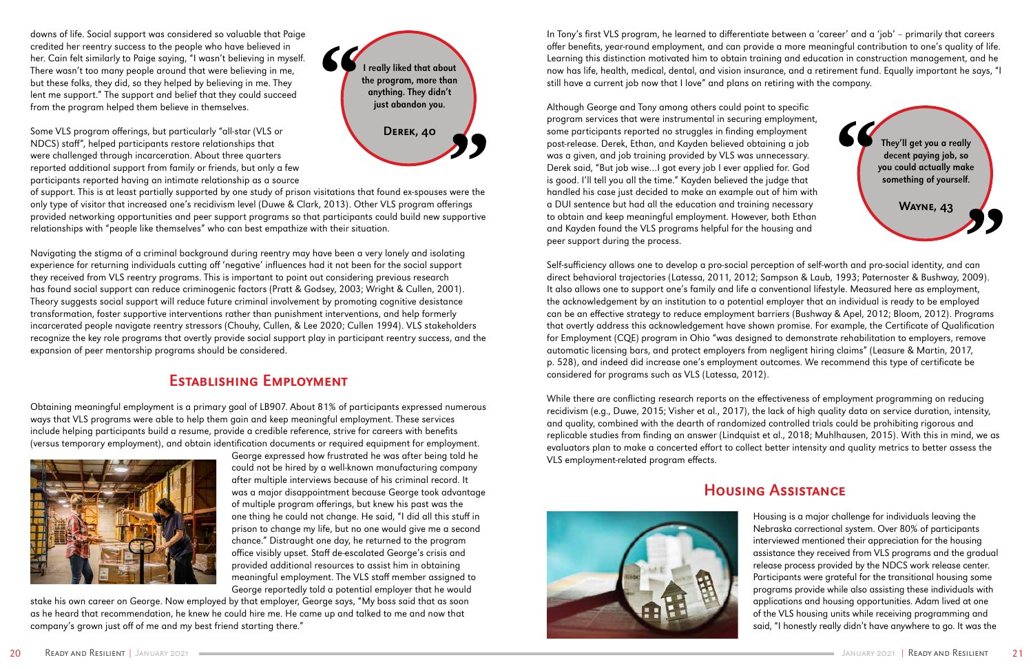downs of life. Social support was considered so valuable that Paige credited her reentry success to the people who have believed in her. Cain felt similarly to Paige saying, "I wasn't believing in myself. There wasn't too many people around that were believing in me, but these folks, they did, so they helped by believing in me. They lent me support." The support and belief that they could succeed from the program helped them believe in themselves.

> **I really liked that about the program, more than anything. They didn't just abandon you.**
>
> **Derek, 40**

Some VLS program offerings, but particularly "all-star (VLS or NDCS) staff", helped participants restore relationships that were challenged through incarceration. About three quarters reported additional support from family or friends, but only a few participants reported having an intimate relationship as a source of support. This is at least partially supported by one study of prison visitations that found ex-spouses were the only type of visitor that increased one's recidivism level (Duwe & Clark, 2013). Other VLS program offerings provided networking opportunities and peer support programs so that participants could build new supportive relationships with "people like themselves" who can best empathize with their situation.

Navigating the stigma of a criminal background during reentry may have been a very lonely and isolating experience for returning individuals cutting off 'negative' influences had it not been for the social support they received from VLS reentry programs. This is important to point out considering previous research has found social support can reduce criminogenic factors (Pratt & Godsey, 2003; Wright & Cullen, 2001). Theory suggests social support will reduce future criminal involvement by promoting cognitive desistance transformation, foster supportive interventions rather than punishment interventions, and help formerly incarcerated people navigate reentry stressors (Chouhy, Cullen, & Lee 2020; Cullen 1994). VLS stakeholders recognize the key role programs that overtly provide social support play in participant reentry success, and the expansion of peer mentorship programs should be considered.

## Establishing Employment

Obtaining meaningful employment is a primary goal of LB907. About 81% of participants expressed numerous ways that VLS programs were able to help them gain and keep meaningful employment. These services include helping participants build a resume, provide a credible reference, strive for careers with benefits (versus temporary employment), and obtain identification documents or required equipment for employment.

George expressed how frustrated he was after being told he could not be hired by a well-known manufacturing company after multiple interviews because of his criminal record. It was a major disappointment because George took advantage of multiple program offerings, but knew his past was the one thing he could not change. He said, "I did all this stuff in prison to change my life, but no one would give me a second chance." Distraught one day, he returned to the program office visibly upset. Staff de-escalated George's crisis and provided additional resources to assist him in obtaining meaningful employment. The VLS staff member assigned to George reportedly told a potential employer that he would stake his own career on George. Now employed by that employer, George says, "My boss said that as soon as he heard that recommendation, he knew he could hire me. He came up and talked to me and now that company's grown just off of me and my best friend starting there."

In Tony's first VLS program, he learned to differentiate between a 'career' and a 'job' – primarily that careers offer benefits, year-round employment, and can provide a more meaningful contribution to one's quality of life. Learning this distinction motivated him to obtain training and education in construction management, and he now has life, health, medical, dental, and vision insurance, and a retirement fund. Equally important he says, "I still have a current job now that I love" and plans on retiring with the company.

Although George and Tony among others could point to specific program services that were instrumental in securing employment, some participants reported no struggles in finding employment post-release. Derek, Ethan, and Kayden believed obtaining a job was a given, and job training provided by VLS was unnecessary. Derek said, "But job wise…I got every job I ever applied for. God is good. I'll tell you all the time." Kayden believed the judge that handled his case just decided to make an example out of him with a DUI sentence but had all the education and training necessary to obtain and keep meaningful employment. However, both Ethan and Kayden found the VLS programs helpful for the housing and peer support during the process.

> **They'll get you a really decent paying job, so you could actually make something of yourself.**
>
> **Wayne, 43**

Self-sufficiency allows one to develop a pro-social perception of self-worth and pro-social identity, and can direct behavioral trajectories (Latessa, 2011, 2012; Sampson & Laub, 1993; Paternoster & Bushway, 2009). It also allows one to support one's family and life a conventional lifestyle. Measured here as employment, the acknowledgement by an institution to a potential employer that an individual is ready to be employed can be an effective strategy to reduce employment barriers (Bushway & Apel, 2012; Bloom, 2012). Programs that overtly address this acknowledgement have shown promise. For example, the Certificate of Qualification for Employment (CQE) program in Ohio "was designed to demonstrate rehabilitation to employers, remove automatic licensing bars, and protect employers from negligent hiring claims" (Leasure & Martin, 2017, p. 528), and indeed did increase one's employment outcomes. We recommend this type of certificate be considered for programs such as VLS (Latessa, 2012).

While there are conflicting research reports on the effectiveness of employment programming on reducing recidivism (e.g., Duwe, 2015; Visher et al., 2017), the lack of high quality data on service duration, intensity, and quality, combined with the dearth of randomized controlled trials could be prohibiting rigorous and replicable studies from finding an answer (Lindquist et al., 2018; Muhlhausen, 2015). With this in mind, we as evaluators plan to make a concerted effort to collect better intensity and quality metrics to better assess the VLS employment-related program effects.

## Housing Assistance

Housing is a major challenge for individuals leaving the Nebraska correctional system. Over 80% of participants interviewed mentioned their appreciation for the housing assistance they received from VLS programs and the gradual release process provided by the NDCS work release center. Participants were grateful for the transitional housing some programs provide while also assisting these individuals with applications and housing opportunities. Adam lived at one of the VLS housing units while receiving programming and said, "I honestly really didn't have anywhere to go. It was the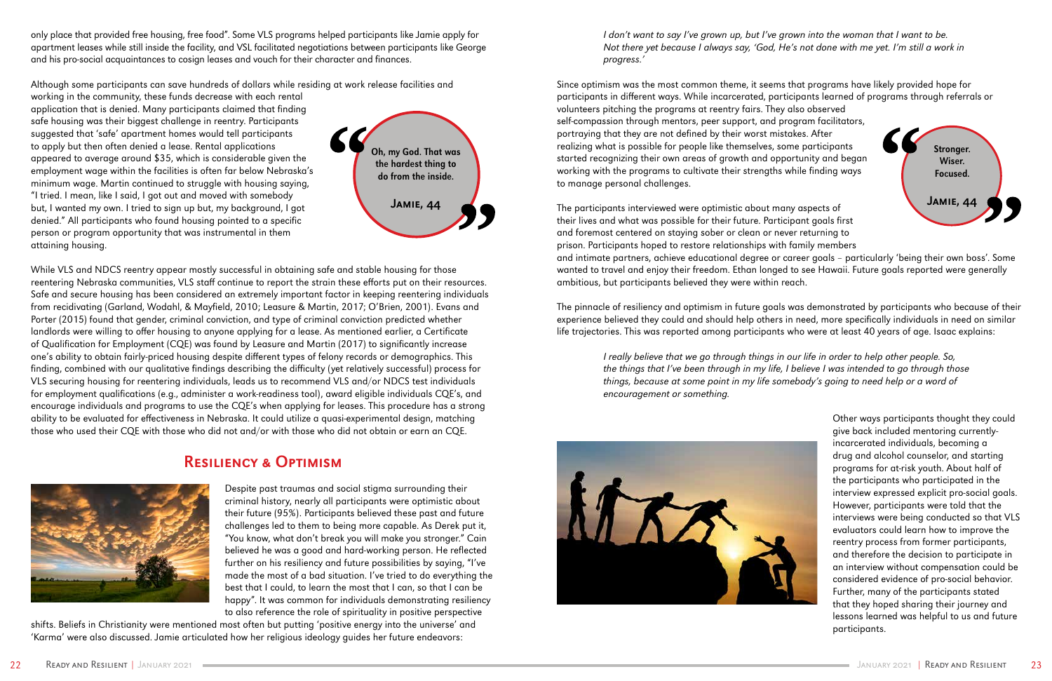only place that provided free housing, free food". Some VLS programs helped participants like Jamie apply for apartment leases while still inside the facility, and VSL facilitated negotiations between participants like George and his pro-social acquaintances to cosign leases and vouch for their character and finances.

Although some participants can save hundreds of dollars while residing at work release facilities and working in the community, these funds decrease with each rental application that is denied. Many participants claimed that finding safe housing was their biggest challenge in reentry. Participants suggested that 'safe' apartment homes would tell participants to apply but then often denied a lease. Rental applications appeared to average around $35, which is considerable given the employment wage within the facilities is often far below Nebraska's minimum wage. Martin continued to struggle with housing saying, "I tried. I mean, like I said, I got out and moved with somebody but, I wanted my own. I tried to sign up but, my background, I got denied." All participants who found housing pointed to a specific person or program opportunity that was instrumental in them attaining housing.

> **Oh, my God. That was the hardest thing to do from the inside.**
>
> **Jamie, 44**

While VLS and NDCS reentry appear mostly successful in obtaining safe and stable housing for those reentering Nebraska communities, VLS staff continue to report the strain these efforts put on their resources. Safe and secure housing has been considered an extremely important factor in keeping reentering individuals from recidivating (Garland, Wodahl, & Mayfield, 2010; Leasure & Martin, 2017; O'Brien, 2001). Evans and Porter (2015) found that gender, criminal conviction, and type of criminal conviction predicted whether landlords were willing to offer housing to anyone applying for a lease. As mentioned earlier, a Certificate of Qualification for Employment (CQE) was found by Leasure and Martin (2017) to significantly increase one's ability to obtain fairly-priced housing despite different types of felony records or demographics. This finding, combined with our qualitative findings describing the difficulty (yet relatively successful) process for VLS securing housing for reentering individuals, leads us to recommend VLS and/or NDCS test individuals for employment qualifications (e.g., administer a work-readiness tool), award eligible individuals CQE's, and encourage individuals and programs to use the CQE's when applying for leases. This procedure has a strong ability to be evaluated for effectiveness in Nebraska. It could utilize a quasi-experimental design, matching those who used their CQE with those who did not and/or with those who did not obtain or earn an CQE.

## Resiliency & Optimism

Despite past traumas and social stigma surrounding their criminal history, nearly all participants were optimistic about their future (95%). Participants believed these past and future challenges led to them to being more capable. As Derek put it, "You know, what don't break you will make you stronger." Cain believed he was a good and hard-working person. He reflected further on his resiliency and future possibilities by saying, "I've made the most of a bad situation. I've tried to do everything the best that I could, to learn the most that I can, so that I can be happy". It was common for individuals demonstrating resiliency to also reference the role of spirituality in positive perspective shifts. Beliefs in Christianity were mentioned most often but putting 'positive energy into the universe' and 'Karma' were also discussed. Jamie articulated how her religious ideology guides her future endeavors:

> *I don't want to say I've grown up, but I've grown into the woman that I want to be. Not there yet because I always say, 'God, He's not done with me yet. I'm still a work in progress.'*

Since optimism was the most common theme, it seems that programs have likely provided hope for participants in different ways. While incarcerated, participants learned of programs through referrals or volunteers pitching the programs at reentry fairs. They also observed self-compassion through mentors, peer support, and program facilitators, portraying that they are not defined by their worst mistakes. After realizing what is possible for people like themselves, some participants started recognizing their own areas of growth and opportunity and began working with the programs to cultivate their strengths while finding ways to manage personal challenges.

> **Stronger. Wiser. Focused.**
>
> **Jamie, 44**

The participants interviewed were optimistic about many aspects of their lives and what was possible for their future. Participant goals first and foremost centered on staying sober or clean or never returning to prison. Participants hoped to restore relationships with family members and intimate partners, achieve educational degree or career goals – particularly 'being their own boss'. Some wanted to travel and enjoy their freedom. Ethan longed to see Hawaii. Future goals reported were generally ambitious, but participants believed they were within reach.

The pinnacle of resiliency and optimism in future goals was demonstrated by participants who because of their experience believed they could and should help others in need, more specifically individuals in need on similar life trajectories. This was reported among participants who were at least 40 years of age. Isaac explains:

> *I really believe that we go through things in our life in order to help other people. So, the things that I've been through in my life, I believe I was intended to go through those things, because at some point in my life somebody's going to need help or a word of encouragement or something.*

Other ways participants thought they could give back included mentoring currently-incarcerated individuals, becoming a drug and alcohol counselor, and starting programs for at-risk youth. About half of the participants who participated in the interview expressed explicit pro-social goals. However, participants were told that the interviews were being conducted so that VLS evaluators could learn how to improve the reentry process from former participants, and therefore the decision to participate in an interview without compensation could be considered evidence of pro-social behavior. Further, many of the participants stated that they hoped sharing their journey and lessons learned was helpful to us and future participants.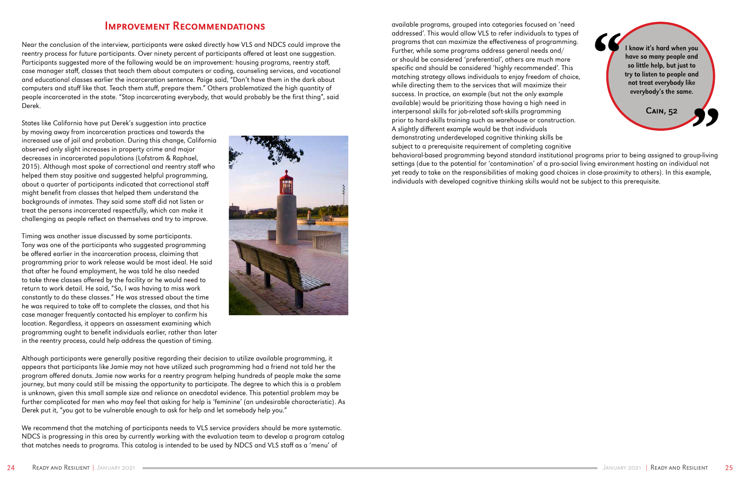## Improvement Recommendations

Near the conclusion of the interview, participants were asked directly how VLS and NDCS could improve the reentry process for future participants. Over ninety percent of participants offered at least one suggestion. Participants suggested more of the following would be an improvement: housing programs, reentry staff, case manager staff, classes that teach them about computers or coding, counseling services, and vocational and educational classes earlier the incarceration sentence. Paige said, "Don't have them in the dark about computers and stuff like that. Teach them stuff, prepare them." Others problematized the high quantity of people incarcerated in the state. "Stop incarcerating everybody, that would probably be the first thing", said Derek.

States like California have put Derek's suggestion into practice by moving away from incarceration practices and towards the increased use of jail and probation. During this change, California observed only slight increases in property crime and major decreases in incarcerated populations (Lofstrom & Raphael, 2015). Although most spoke of correctional and reentry staff who helped them stay positive and suggested helpful programming, about a quarter of participants indicated that correctional staff might benefit from classes that helped them understand the backgrounds of inmates. They said some staff did not listen or treat the persons incarcerated respectfully, which can make it challenging as people reflect on themselves and try to improve.

Timing was another issue discussed by some participants. Tony was one of the participants who suggested programming be offered earlier in the incarceration process, claiming that programming prior to work release would be most ideal. He said that after he found employment, he was told he also needed to take three classes offered by the facility or he would need to return to work detail. He said, "So, I was having to miss work constantly to do these classes." He was stressed about the time he was required to take off to complete the classes, and that his case manager frequently contacted his employer to confirm his location. Regardless, it appears an assessment examining which programming ought to benefit individuals earlier, rather than later in the reentry process, could help address the question of timing.

Although participants were generally positive regarding their decision to utilize available programming, it appears that participants like Jamie may not have utilized such programming had a friend not told her the program offered donuts. Jamie now works for a reentry program helping hundreds of people make the same journey, but many could still be missing the opportunity to participate. The degree to which this is a problem is unknown, given this small sample size and reliance on anecdotal evidence. This potential problem may be further complicated for men who may feel that asking for help is 'feminine' (an undesirable characteristic). As Derek put it, "you got to be vulnerable enough to ask for help and let somebody help you."

We recommend that the matching of participants needs to VLS service providers should be more systematic. NDCS is progressing in this area by currently working with the evaluation team to develop a program catalog that matches needs to programs. This catalog is intended to be used by NDCS and VLS staff as a 'menu' of available programs, grouped into categories focused on 'need addressed'. This would allow VLS to refer individuals to types of programs that can maximize the effectiveness of programming. Further, while some programs address general needs and/or should be considered 'preferential', others are much more specific and should be considered 'highly recommended'. This matching strategy allows individuals to enjoy freedom of choice, while directing them to the services that will maximize their success. In practice, an example (but not the only example available) would be prioritizing those having a high need in interpersonal skills for job-related soft-skills programming prior to hard-skills training such as warehouse or construction. A slightly different example would be that individuals demonstrating underdeveloped cognitive thinking skills be subject to a prerequisite requirement of completing cognitive behavioral-based programming beyond standard institutional programs prior to being assigned to group-living settings (due to the potential for 'contamination' of a pro-social living environment hosting an individual not yet ready to take on the responsibilities of making good choices in close-proximity to others). In this example, individuals with developed cognitive thinking skills would not be subject to this prerequisite.

> "I know it's hard when you have so many people and so little help, but just to try to listen to people and not treat everybody like everybody's the same."
>
> **Cain, 52**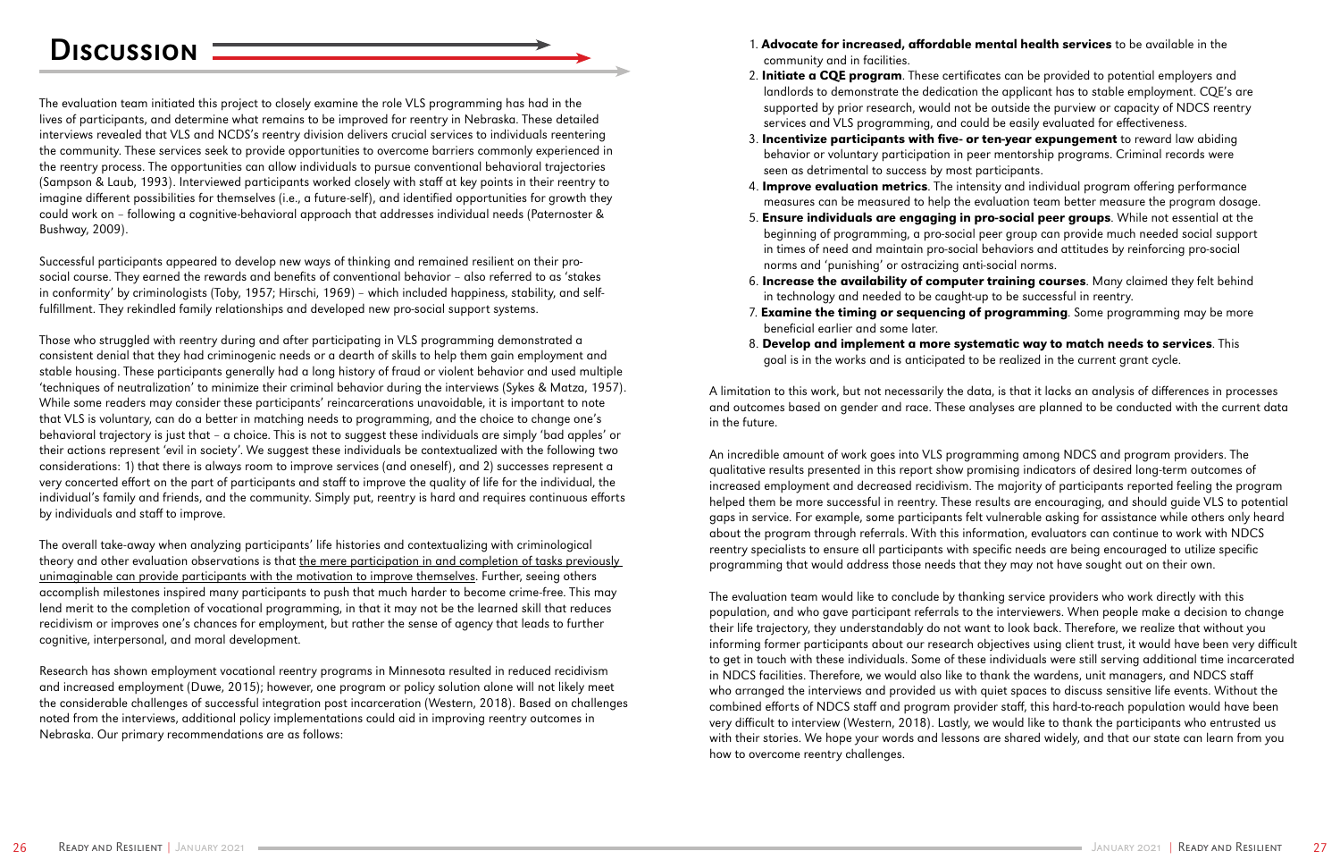# Discussion

The evaluation team initiated this project to closely examine the role VLS programming has had in the lives of participants, and determine what remains to be improved for reentry in Nebraska. These detailed interviews revealed that VLS and NCDS's reentry division delivers crucial services to individuals reentering the community. These services seek to provide opportunities to overcome barriers commonly experienced in the reentry process. The opportunities can allow individuals to pursue conventional behavioral trajectories (Sampson & Laub, 1993). Interviewed participants worked closely with staff at key points in their reentry to imagine different possibilities for themselves (i.e., a future-self), and identified opportunities for growth they could work on – following a cognitive-behavioral approach that addresses individual needs (Paternoster & Bushway, 2009).

Successful participants appeared to develop new ways of thinking and remained resilient on their pro-social course. They earned the rewards and benefits of conventional behavior – also referred to as 'stakes in conformity' by criminologists (Toby, 1957; Hirschi, 1969) – which included happiness, stability, and self-fulfillment. They rekindled family relationships and developed new pro-social support systems.

Those who struggled with reentry during and after participating in VLS programming demonstrated a consistent denial that they had criminogenic needs or a dearth of skills to help them gain employment and stable housing. These participants generally had a long history of fraud or violent behavior and used multiple 'techniques of neutralization' to minimize their criminal behavior during the interviews (Sykes & Matza, 1957). While some readers may consider these participants' reincarcerations unavoidable, it is important to note that VLS is voluntary, can do a better in matching needs to programming, and the choice to change one's behavioral trajectory is just that – a choice. This is not to suggest these individuals are simply 'bad apples' or their actions represent 'evil in society'. We suggest these individuals be contextualized with the following two considerations: 1) that there is always room to improve services (and oneself), and 2) successes represent a very concerted effort on the part of participants and staff to improve the quality of life for the individual, the individual's family and friends, and the community. Simply put, reentry is hard and requires continuous efforts by individuals and staff to improve.

The overall take-away when analyzing participants' life histories and contextualizing with criminological theory and other evaluation observations is that the mere participation in and completion of tasks previously unimaginable can provide participants with the motivation to improve themselves. Further, seeing others accomplish milestones inspired many participants to push that much harder to become crime-free. This may lend merit to the completion of vocational programming, in that it may not be the learned skill that reduces recidivism or improves one's chances for employment, but rather the sense of agency that leads to further cognitive, interpersonal, and moral development.

Research has shown employment vocational reentry programs in Minnesota resulted in reduced recidivism and increased employment (Duwe, 2015); however, one program or policy solution alone will not likely meet the considerable challenges of successful integration post incarceration (Western, 2018). Based on challenges noted from the interviews, additional policy implementations could aid in improving reentry outcomes in Nebraska. Our primary recommendations are as follows:

1. **Advocate for increased, affordable mental health services** to be available in the community and in facilities.
2. **Initiate a CQE program**. These certificates can be provided to potential employers and landlords to demonstrate the dedication the applicant has to stable employment. CQE's are supported by prior research, would not be outside the purview or capacity of NDCS reentry services and VLS programming, and could be easily evaluated for effectiveness.
3. **Incentivize participants with five- or ten-year expungement** to reward law abiding behavior or voluntary participation in peer mentorship programs. Criminal records were seen as detrimental to success by most participants.
4. **Improve evaluation metrics**. The intensity and individual program offering performance measures can be measured to help the evaluation team better measure the program dosage.
5. **Ensure individuals are engaging in pro-social peer groups**. While not essential at the beginning of programming, a pro-social peer group can provide much needed social support in times of need and maintain pro-social behaviors and attitudes by reinforcing pro-social norms and 'punishing' or ostracizing anti-social norms.
6. **Increase the availability of computer training courses**. Many claimed they felt behind in technology and needed to be caught-up to be successful in reentry.
7. **Examine the timing or sequencing of programming**. Some programming may be more beneficial earlier and some later.
8. **Develop and implement a more systematic way to match needs to services**. This goal is in the works and is anticipated to be realized in the current grant cycle.

A limitation to this work, but not necessarily the data, is that it lacks an analysis of differences in processes and outcomes based on gender and race. These analyses are planned to be conducted with the current data in the future.

An incredible amount of work goes into VLS programming among NDCS and program providers. The qualitative results presented in this report show promising indicators of desired long-term outcomes of increased employment and decreased recidivism. The majority of participants reported feeling the program helped them be more successful in reentry. These results are encouraging, and should guide VLS to potential gaps in service. For example, some participants felt vulnerable asking for assistance while others only heard about the program through referrals. With this information, evaluators can continue to work with NDCS reentry specialists to ensure all participants with specific needs are being encouraged to utilize specific programming that would address those needs that they may not have sought out on their own.

The evaluation team would like to conclude by thanking service providers who work directly with this population, and who gave participant referrals to the interviewers. When people make a decision to change their life trajectory, they understandably do not want to look back. Therefore, we realize that without you informing former participants about our research objectives using client trust, it would have been very difficult to get in touch with these individuals. Some of these individuals were still serving additional time incarcerated in NDCS facilities. Therefore, we would also like to thank the wardens, unit managers, and NDCS staff who arranged the interviews and provided us with quiet spaces to discuss sensitive life events. Without the combined efforts of NDCS staff and program provider staff, this hard-to-reach population would have been very difficult to interview (Western, 2018). Lastly, we would like to thank the participants who entrusted us with their stories. We hope your words and lessons are shared widely, and that our state can learn from you how to overcome reentry challenges.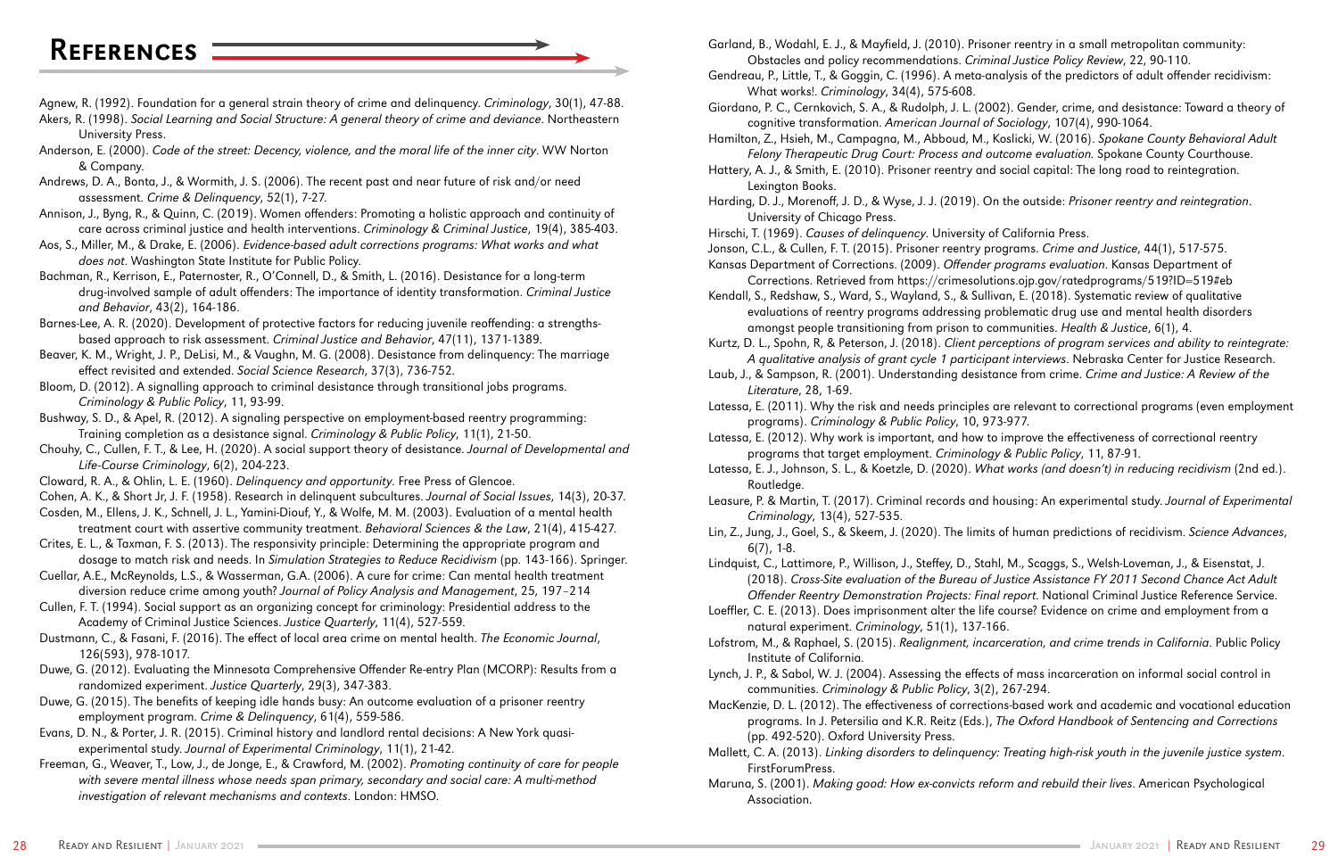# References

Agnew, R. (1992). Foundation for a general strain theory of crime and delinquency. *Criminology*, 30(1), 47-88.

Akers, R. (1998). *Social Learning and Social Structure: A general theory of crime and deviance*. Northeastern University Press.

Anderson, E. (2000). *Code of the street: Decency, violence, and the moral life of the inner city*. WW Norton & Company.

Andrews, D. A., Bonta, J., & Wormith, J. S. (2006). The recent past and near future of risk and/or need assessment. *Crime & Delinquency*, 52(1), 7-27.

Annison, J., Byng, R., & Quinn, C. (2019). Women offenders: Promoting a holistic approach and continuity of care across criminal justice and health interventions. *Criminology & Criminal Justice*, 19(4), 385-403.

Aos, S., Miller, M., & Drake, E. (2006). *Evidence-based adult corrections programs: What works and what does not*. Washington State Institute for Public Policy.

Bachman, R., Kerrison, E., Paternoster, R., O'Connell, D., & Smith, L. (2016). Desistance for a long-term drug-involved sample of adult offenders: The importance of identity transformation. *Criminal Justice and Behavior*, 43(2), 164-186.

Barnes-Lee, A. R. (2020). Development of protective factors for reducing juvenile reoffending: a strengths-based approach to risk assessment. *Criminal Justice and Behavior*, 47(11), 1371-1389.

Beaver, K. M., Wright, J. P., DeLisi, M., & Vaughn, M. G. (2008). Desistance from delinquency: The marriage effect revisited and extended. *Social Science Research*, 37(3), 736-752.

Bloom, D. (2012). A signalling approach to criminal desistance through transitional jobs programs. *Criminology & Public Policy*, 11, 93-99.

Bushway, S. D., & Apel, R. (2012). A signaling perspective on employment-based reentry programming: Training completion as a desistance signal. *Criminology & Public Policy*, 11(1), 21-50.

Chouhy, C., Cullen, F. T., & Lee, H. (2020). A social support theory of desistance. *Journal of Developmental and Life-Course Criminology*, 6(2), 204-223.

Cloward, R. A., & Ohlin, L. E. (1960). *Delinquency and opportunity*. Free Press of Glencoe.

Cohen, A. K., & Short Jr, J. F. (1958). Research in delinquent subcultures. *Journal of Social Issues*, 14(3), 20-37.

Cosden, M., Ellens, J. K., Schnell, J. L., Yamini-Diouf, Y., & Wolfe, M. M. (2003). Evaluation of a mental health treatment court with assertive community treatment. *Behavioral Sciences & the Law*, 21(4), 415-427.

Crites, E. L., & Taxman, F. S. (2013). The responsivity principle: Determining the appropriate program and dosage to match risk and needs. In *Simulation Strategies to Reduce Recidivism* (pp. 143-166). Springer.

Cuellar, A.E., McReynolds, L.S., & Wasserman, G.A. (2006). A cure for crime: Can mental health treatment diversion reduce crime among youth? *Journal of Policy Analysis and Management*, 25, 197–214

Cullen, F. T. (1994). Social support as an organizing concept for criminology: Presidential address to the Academy of Criminal Justice Sciences. *Justice Quarterly*, 11(4), 527-559.

Dustmann, C., & Fasani, F. (2016). The effect of local area crime on mental health. *The Economic Journal*, 126(593), 978-1017.

Duwe, G. (2012). Evaluating the Minnesota Comprehensive Offender Re-entry Plan (MCORP): Results from a randomized experiment. *Justice Quarterly*, 29(3), 347-383.

Duwe, G. (2015). The benefits of keeping idle hands busy: An outcome evaluation of a prisoner reentry employment program. *Crime & Delinquency*, 61(4), 559-586.

Evans, D. N., & Porter, J. R. (2015). Criminal history and landlord rental decisions: A New York quasi-experimental study. *Journal of Experimental Criminology*, 11(1), 21-42.

Freeman, G., Weaver, T., Low, J., de Jonge, E., & Crawford, M. (2002). *Promoting continuity of care for people with severe mental illness whose needs span primary, secondary and social care: A multi-method investigation of relevant mechanisms and contexts*. London: HMSO.

Garland, B., Wodahl, E. J., & Mayfield, J. (2010). Prisoner reentry in a small metropolitan community: Obstacles and policy recommendations. *Criminal Justice Policy Review*, 22, 90-110.

Gendreau, P., Little, T., & Goggin, C. (1996). A meta-analysis of the predictors of adult offender recidivism: What works!. *Criminology*, 34(4), 575-608.

Giordano, P. C., Cernkovich, S. A., & Rudolph, J. L. (2002). Gender, crime, and desistance: Toward a theory of cognitive transformation. *American Journal of Sociology*, 107(4), 990-1064.

Hamilton, Z., Hsieh, M., Campagna, M., Abboud, M., Koslicki, W. (2016). *Spokane County Behavioral Adult Felony Therapeutic Drug Court: Process and outcome evaluation*. Spokane County Courthouse.

Hattery, A. J., & Smith, E. (2010). Prisoner reentry and social capital: The long road to reintegration. Lexington Books.

Harding, D. J., Morenoff, J. D., & Wyse, J. J. (2019). On the outside: *Prisoner reentry and reintegration*. University of Chicago Press.

Hirschi, T. (1969). *Causes of delinquency*. University of California Press.

Jonson, C.L., & Cullen, F. T. (2015). Prisoner reentry programs. *Crime and Justice*, 44(1), 517-575.

Kansas Department of Corrections. (2009). *Offender programs evaluation*. Kansas Department of Corrections. Retrieved from https://crimesolutions.ojp.gov/ratedprograms/519?ID=519#eb

Kendall, S., Redshaw, S., Ward, S., Wayland, S., & Sullivan, E. (2018). Systematic review of qualitative evaluations of reentry programs addressing problematic drug use and mental health disorders amongst people transitioning from prison to communities. *Health & Justice*, 6(1), 4.

Kurtz, D. L., Spohn, R, & Peterson, J. (2018). *Client perceptions of program services and ability to reintegrate: A qualitative analysis of grant cycle 1 participant interviews*. Nebraska Center for Justice Research.

Laub, J., & Sampson, R. (2001). Understanding desistance from crime. *Crime and Justice: A Review of the Literature*, 28, 1-69.

Latessa, E. (2011). Why the risk and needs principles are relevant to correctional programs (even employment programs). *Criminology & Public Policy*, 10, 973-977.

Latessa, E. (2012). Why work is important, and how to improve the effectiveness of correctional reentry programs that target employment. *Criminology & Public Policy*, 11, 87-91.

Latessa, E. J., Johnson, S. L., & Koetzle, D. (2020). *What works (and doesn't) in reducing recidivism* (2nd ed.). Routledge.

Leasure, P. & Martin, T. (2017). Criminal records and housing: An experimental study. *Journal of Experimental Criminology*, 13(4), 527-535.

Lin, Z., Jung, J., Goel, S., & Skeem, J. (2020). The limits of human predictions of recidivism. *Science Advances*, 6(7), 1-8.

Lindquist, C., Lattimore, P., Willison, J., Steffey, D., Stahl, M., Scaggs, S., Welsh-Loveman, J., & Eisenstat, J. (2018). *Cross-Site evaluation of the Bureau of Justice Assistance FY 2011 Second Chance Act Adult Offender Reentry Demonstration Projects: Final report*. National Criminal Justice Reference Service.

Loeffler, C. E. (2013). Does imprisonment alter the life course? Evidence on crime and employment from a natural experiment. *Criminology*, 51(1), 137-166.

Lofstrom, M., & Raphael, S. (2015). *Realignment, incarceration, and crime trends in California*. Public Policy Institute of California.

Lynch, J. P., & Sabol, W. J. (2004). Assessing the effects of mass incarceration on informal social control in communities. *Criminology & Public Policy*, 3(2), 267-294.

MacKenzie, D. L. (2012). The effectiveness of corrections-based work and academic and vocational education programs. In J. Petersilia and K.R. Reitz (Eds.), *The Oxford Handbook of Sentencing and Corrections* (pp. 492-520). Oxford University Press.

Mallett, C. A. (2013). *Linking disorders to delinquency: Treating high-risk youth in the juvenile justice system*. FirstForumPress.

Maruna, S. (2001). *Making good: How ex-convicts reform and rebuild their lives*. American Psychological Association.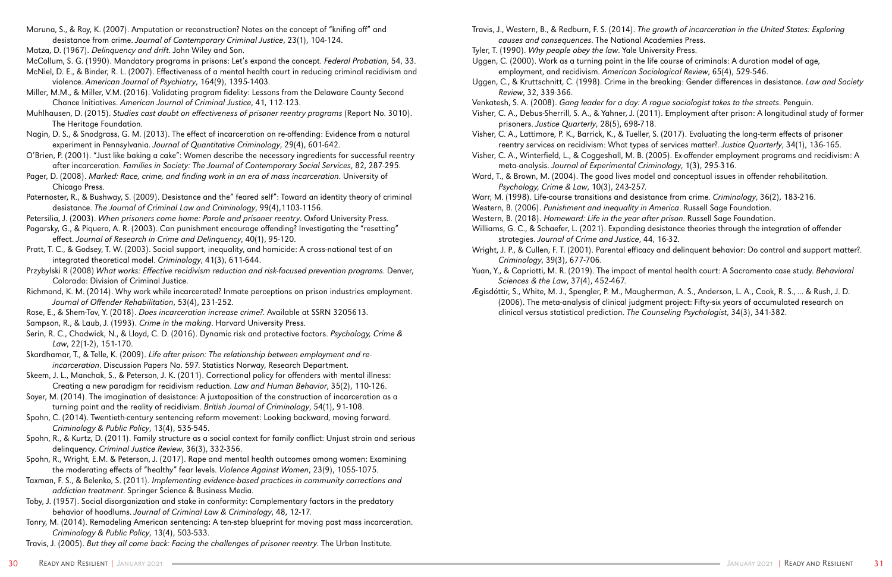Maruna, S., & Roy, K. (2007). Amputation or reconstruction? Notes on the concept of "knifing off" and desistance from crime. *Journal of Contemporary Criminal Justice*, 23(1), 104-124.

Matza, D. (1967). *Delinquency and drift*. John Wiley and Son.

McCollum, S. G. (1990). Mandatory programs in prisons: Let's expand the concept. *Federal Probation*, 54, 33.

McNiel, D. E., & Binder, R. L. (2007). Effectiveness of a mental health court in reducing criminal recidivism and violence. *American Journal of Psychiatry*, 164(9), 1395-1403.

Miller, M.M., & Miller, V.M. (2016). Validating program fidelity: Lessons from the Delaware County Second Chance Initiatives. *American Journal of Criminal Justice*, 41, 112-123.

Muhlhausen, D. (2015). *Studies cast doubt on effectiveness of prisoner reentry programs* (Report No. 3010). The Heritage Foundation.

Nagin, D. S., & Snodgrass, G. M. (2013). The effect of incarceration on re-offending: Evidence from a natural experiment in Pennsylvania. *Journal of Quantitative Criminology*, 29(4), 601-642.

O'Brien, P. (2001). "Just like baking a cake": Women describe the necessary ingredients for successful reentry after incarceration. *Families in Society: The Journal of Contemporary Social Services*, 82, 287-295.

Pager, D. (2008). *Marked: Race, crime, and finding work in an era of mass incarceration*. University of Chicago Press.

Paternoster, R., & Bushway, S. (2009). Desistance and the" feared self": Toward an identity theory of criminal desistance. *The Journal of Criminal Law and Criminology*, 99(4),1103-1156.

Petersilia, J. (2003). *When prisoners come home: Parole and prisoner reentry*. Oxford University Press.

Pogarsky, G., & Piquero, A. R. (2003). Can punishment encourage offending? Investigating the "resetting" effect. *Journal of Research in Crime and Delinquency*, 40(1), 95-120.

Pratt, T. C., & Godsey, T. W. (2003). Social support, inequality, and homicide: A cross-national test of an integrated theoretical model. *Criminology*, 41(3), 611-644.

Przybylski R (2008) *What works: Effective recidivism reduction and risk-focused prevention programs*. Denver, Colorado: Division of Criminal Justice.

Richmond, K. M. (2014). Why work while incarcerated? Inmate perceptions on prison industries employment. *Journal of Offender Rehabilitation*, 53(4), 231-252.

Rose, E., & Shem-Tov, Y. (2018). *Does incarceration increase crime?*. Available at SSRN 3205613.

Sampson, R., & Laub, J. (1993). *Crime in the making*. Harvard University Press.

Serin, R. C., Chadwick, N., & Lloyd, C. D. (2016). Dynamic risk and protective factors. *Psychology, Crime & Law*, 22(1-2), 151-170.

Skardhamar, T., & Telle, K. (2009). *Life after prison: The relationship between employment and re-incarceration*. Discussion Papers No. 597. Statistics Norway, Research Department.

Skeem, J. L., Manchak, S., & Peterson, J. K. (2011). Correctional policy for offenders with mental illness: Creating a new paradigm for recidivism reduction. *Law and Human Behavior*, 35(2), 110-126.

Soyer, M. (2014). The imagination of desistance: A juxtaposition of the construction of incarceration as a turning point and the reality of recidivism. *British Journal of Criminology*, 54(1), 91-108.

Spohn, C. (2014). Twentieth-century sentencing reform movement: Looking backward, moving forward. *Criminology & Public Policy*, 13(4), 535-545.

Spohn, R., & Kurtz, D. (2011). Family structure as a social context for family conflict: Unjust strain and serious delinquency. *Criminal Justice Review*, 36(3), 332-356.

Spohn, R., Wright, E.M. & Peterson, J. (2017). Rape and mental health outcomes among women: Examining the moderating effects of "healthy" fear levels. *Violence Against Women*, 23(9), 1055-1075.

Taxman, F. S., & Belenko, S. (2011). *Implementing evidence-based practices in community corrections and addiction treatment*. Springer Science & Business Media.

Toby, J. (1957). Social disorganization and stake in conformity: Complementary factors in the predatory behavior of hoodlums. *Journal of Criminal Law & Criminology*, 48, 12-17.

Tonry, M. (2014). Remodeling American sentencing: A ten-step blueprint for moving past mass incarceration. *Criminology & Public Policy*, 13(4), 503-533.

Travis, J. (2005). *But they all come back: Facing the challenges of prisoner reentry*. The Urban Institute.

Travis, J., Western, B., & Redburn, F. S. (2014). *The growth of incarceration in the United States: Exploring causes and consequences*. The National Academies Press.

Tyler, T. (1990). *Why people obey the law*. Yale University Press.

Uggen, C. (2000). Work as a turning point in the life course of criminals: A duration model of age, employment, and recidivism. *American Sociological Review*, 65(4), 529-546.

Uggen, C., & Kruttschnitt, C. (1998). Crime in the breaking: Gender differences in desistance. *Law and Society Review*, 32, 339-366.

Venkatesh, S. A. (2008). *Gang leader for a day: A rogue sociologist takes to the streets*. Penguin.

Visher, C. A., Debus-Sherrill, S. A., & Yahner, J. (2011). Employment after prison: A longitudinal study of former prisoners. *Justice Quarterly*, 28(5), 698-718.

Visher, C. A., Lattimore, P. K., Barrick, K., & Tueller, S. (2017). Evaluating the long-term effects of prisoner reentry services on recidivism: What types of services matter?. *Justice Quarterly*, 34(1), 136-165.

Visher, C. A., Winterfield, L., & Coggeshall, M. B. (2005). Ex-offender employment programs and recidivism: A meta-analysis. *Journal of Experimental Criminology*, 1(3), 295-316.

Ward, T., & Brown, M. (2004). The good lives model and conceptual issues in offender rehabilitation. *Psychology, Crime & Law*, 10(3), 243-257.

Warr, M. (1998). Life-course transitions and desistance from crime. *Criminology*, 36(2), 183-216.

Western, B. (2006). *Punishment and inequality in America*. Russell Sage Foundation.

Western, B. (2018). *Homeward: Life in the year after prison*. Russell Sage Foundation.

Williams, G. C., & Schaefer, L. (2021). Expanding desistance theories through the integration of offender strategies. *Journal of Crime and Justice*, 44, 16-32.

Wright, J. P., & Cullen, F. T. (2001). Parental efficacy and delinquent behavior: Do control and support matter?. *Criminology*, 39(3), 677-706.

Yuan, Y., & Capriotti, M. R. (2019). The impact of mental health court: A Sacramento case study. *Behavioral Sciences & the Law*, 37(4), 452-467.

Ægisdóttir, S., White, M. J., Spengler, P. M., Maugherman, A. S., Anderson, L. A., Cook, R. S., ... & Rush, J. D. (2006). The meta-analysis of clinical judgment project: Fifty-six years of accumulated research on clinical versus statistical prediction. *The Counseling Psychologist*, 34(3), 341-382.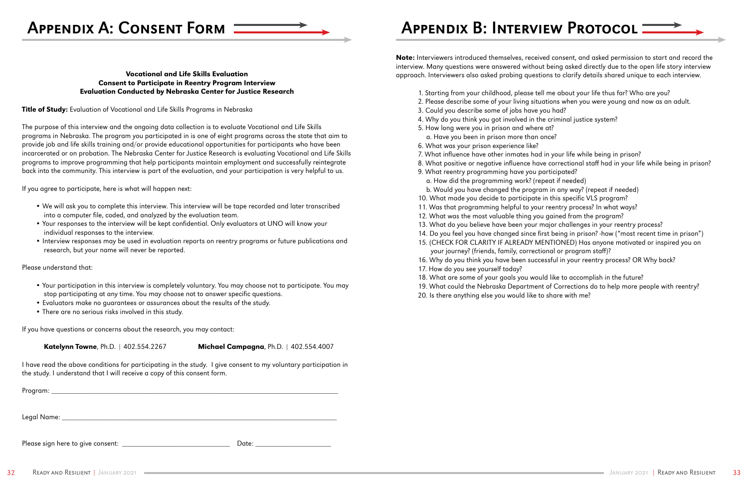# Appendix A: Consent Form

**Vocational and Life Skills Evaluation**
**Consent to Participate in Reentry Program Interview**
**Evaluation Conducted by Nebraska Center for Justice Research**

**Title of Study:** Evaluation of Vocational and Life Skills Programs in Nebraska

The purpose of this interview and the ongoing data collection is to evaluate Vocational and Life Skills programs in Nebraska. The program you participated in is one of eight programs across the state that aim to provide job and life skills training and/or provide educational opportunities for participants who have been incarcerated or on probation. The Nebraska Center for Justice Research is evaluating Vocational and Life Skills programs to improve programming that help participants maintain employment and successfully reintegrate back into the community. This interview is part of the evaluation, and your participation is very helpful to us.

If you agree to participate, here is what will happen next:

- We will ask you to complete this interview. This interview will be tape recorded and later transcribed into a computer file, coded, and analyzed by the evaluation team.
- Your responses to the interview will be kept confidential. Only evaluators at UNO will know your individual responses to the interview.
- Interview responses may be used in evaluation reports on reentry programs or future publications and research, but your name will never be reported.

Please understand that:

- Your participation in this interview is completely voluntary. You may choose not to participate. You may stop participating at any time. You may choose not to answer specific questions.
- Evaluators make no guarantees or assurances about the results of the study.
- There are no serious risks involved in this study.

If you have questions or concerns about the research, you may contact:

**Katelynn Towne**, Ph.D. | 402.554.2267 **Michael Campagna**, Ph.D. | 402.554.4007

I have read the above conditions for participating in the study. I give consent to my voluntary participation in the study. I understand that I will receive a copy of this consent form.

Program: ______________________________

Legal Name: ______________________________

Please sign here to give consent: ______________________ Date: ______________

# Appendix B: Interview Protocol

**Note:** Interviewers introduced themselves, received consent, and asked permission to start and record the interview. Many questions were answered without being asked directly due to the open life story interview approach. Interviewers also asked probing questions to clarify details shared unique to each interview.

1. Starting from your childhood, please tell me about your life thus far? Who are you?
2. Please describe some of your living situations when you were young and now as an adult.
3. Could you describe some of jobs have you had?
4. Why do you think you got involved in the criminal justice system?
5. How long were you in prison and where at?
   a. Have you been in prison more than once?
6. What was your prison experience like?
7. What influence have other inmates had in your life while being in prison?
8. What positive or negative influence have correctional staff had in your life while being in prison?
9. What reentry programming have you participated?
   a. How did the programming work? (repeat if needed)
   b. Would you have changed the program in any way? (repeat if needed)
10. What made you decide to participate in this specific VLS program?
11. Was that programming helpful to your reentry process? In what ways?
12. What was the most valuable thing you gained from the program?
13. What do you believe have been your major challenges in your reentry process?
14. Do you feel you have changed since first being in prison? -how ("most recent time in prison")
15. (CHECK FOR CLARITY IF ALREADY MENTIONED) Has anyone motivated or inspired you on your journey? (friends, family, correctional or program staff)?
16. Why do you think you have been successful in your reentry process? OR Why back?
17. How do you see yourself today?
18. What are some of your goals you would like to accomplish in the future?
19. What could the Nebraska Department of Corrections do to help more people with reentry?
20. Is there anything else you would like to share with me?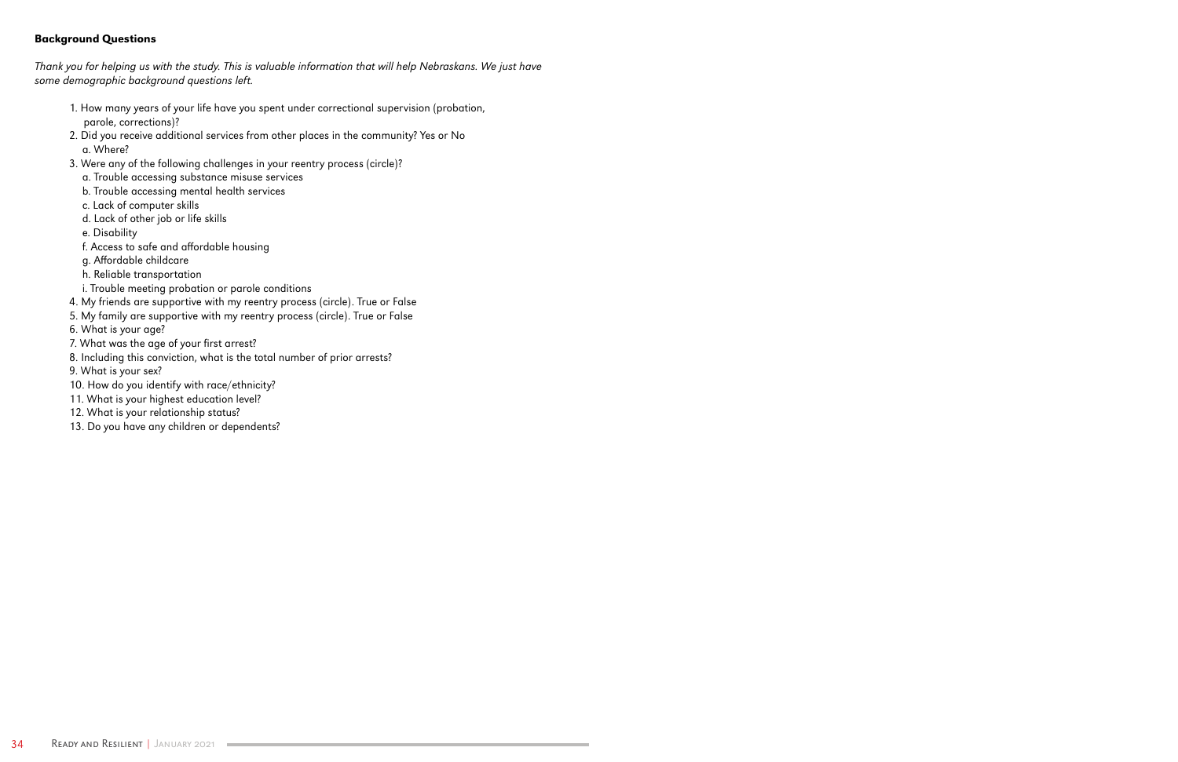**Background Questions**

*Thank you for helping us with the study. This is valuable information that will help Nebraskans. We just have some demographic background questions left.*

1. How many years of your life have you spent under correctional supervision (probation, parole, corrections)?
2. Did you receive additional services from other places in the community? Yes or No
   a. Where?
3. Were any of the following challenges in your reentry process (circle)?
   a. Trouble accessing substance misuse services
   b. Trouble accessing mental health services
   c. Lack of computer skills
   d. Lack of other job or life skills
   e. Disability
   f. Access to safe and affordable housing
   g. Affordable childcare
   h. Reliable transportation
   i. Trouble meeting probation or parole conditions
4. My friends are supportive with my reentry process (circle). True or False
5. My family are supportive with my reentry process (circle). True or False
6. What is your age?
7. What was the age of your first arrest?
8. Including this conviction, what is the total number of prior arrests?
9. What is your sex?
10. How do you identify with race/ethnicity?
11. What is your highest education level?
12. What is your relationship status?
13. Do you have any children or dependents?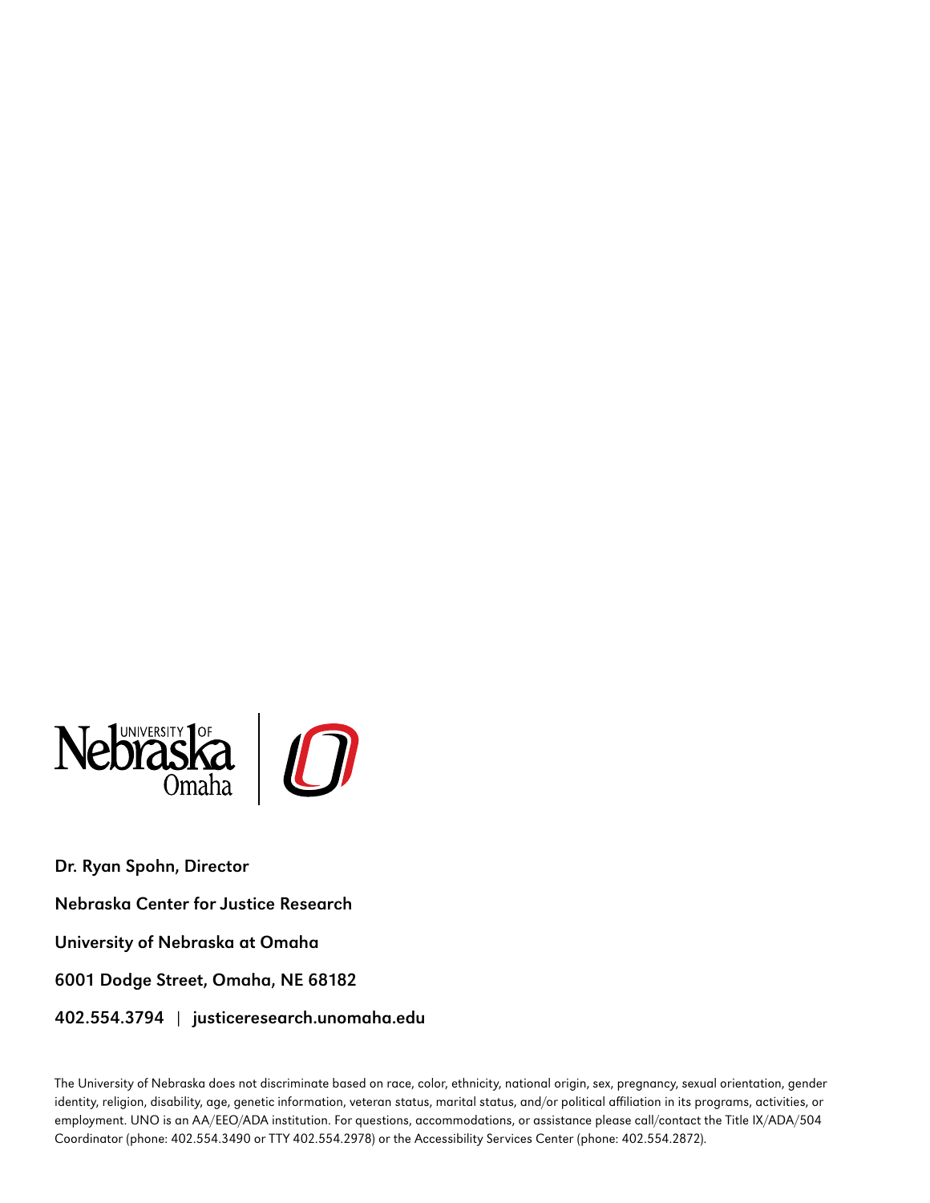Dr. Ryan Spohn, Director

Nebraska Center for Justice Research

University of Nebraska at Omaha

6001 Dodge Street, Omaha, NE 68182

402.554.3794 | justiceresearch.unomaha.edu

The University of Nebraska does not discriminate based on race, color, ethnicity, national origin, sex, pregnancy, sexual orientation, gender identity, religion, disability, age, genetic information, veteran status, marital status, and/or political affiliation in its programs, activities, or employment. UNO is an AA/EEO/ADA institution. For questions, accommodations, or assistance please call/contact the Title IX/ADA/504 Coordinator (phone: 402.554.3490 or TTY 402.554.2978) or the Accessibility Services Center (phone: 402.554.2872).